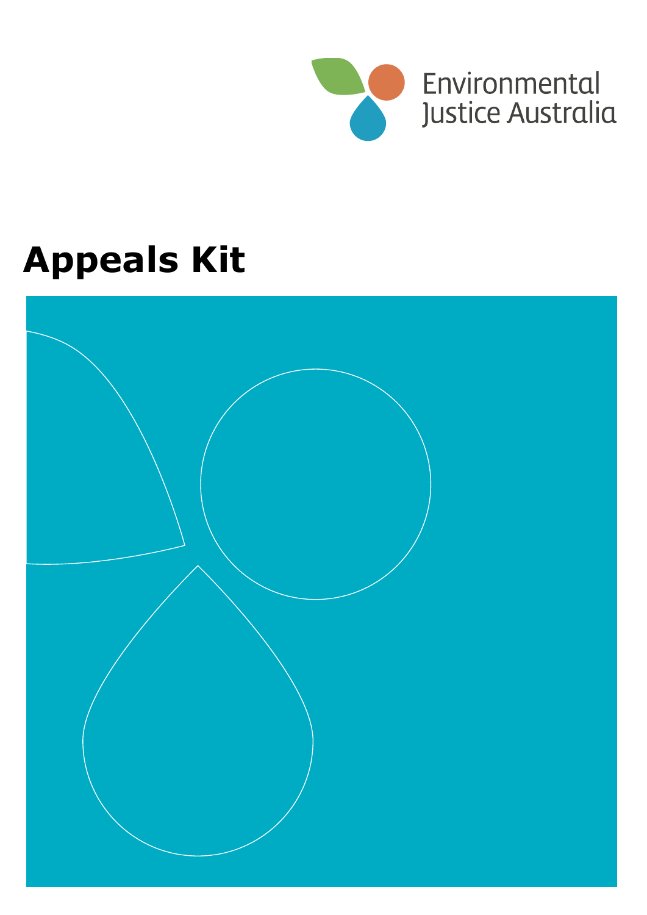Environmental Justice Australia

# Appeals Kit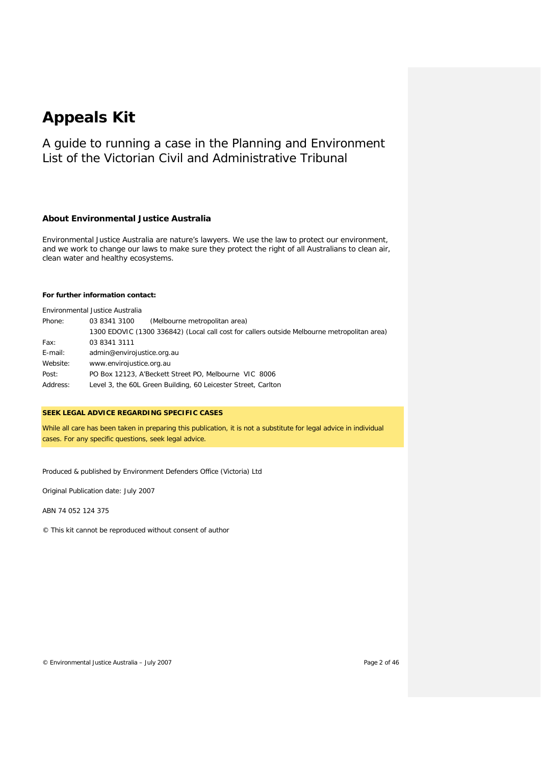# Appeals Kit

A guide to running a case in the Planning and Environment List of the Victorian Civil and Administrative Tribunal

### About Environmental Justice Australia

Environmental Justice Australia are nature's lawyers. We use the law to protect our environment, and we work to change our laws to make sure they protect the right of all Australians to clean air, clean water and healthy ecosystems.

**For further information contact:**

Environmental Justice Australia

| | |
|---|---|
| Phone: | 03 8341 3100 (Melbourne metropolitan area) |
| | 1300 EDOVIC (1300 336842) (Local call cost for callers outside Melbourne metropolitan area) |
| Fax: | 03 8341 3111 |
| E-mail: | admin@envirojustice.org.au |
| Website: | www.envirojustice.org.au |
| Post: | PO Box 12123, A'Beckett Street PO, Melbourne VIC 8006 |
| Address: | Level 3, the 60L Green Building, 60 Leicester Street, Carlton |

**SEEK LEGAL ADVICE REGARDING SPECIFIC CASES**

While all care has been taken in preparing this publication, it is not a substitute for legal advice in individual cases. For any specific questions, seek legal advice.

Produced & published by Environment Defenders Office (Victoria) Ltd

Original Publication date: July 2007

ABN 74 052 124 375

© This kit cannot be reproduced without consent of author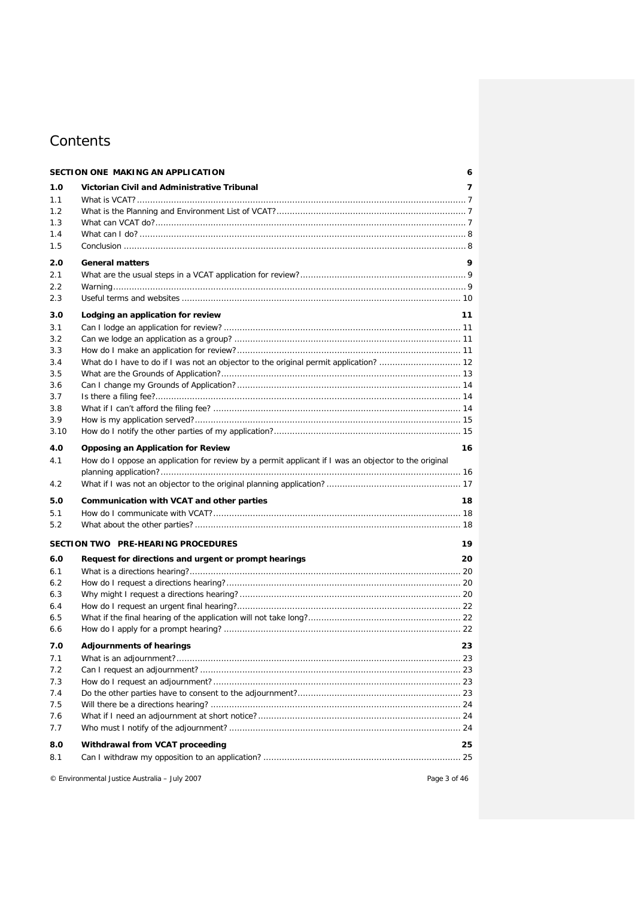# Contents

| | | |
|---|---|---|
| | **SECTION ONE MAKING AN APPLICATION** | **6** |
| **1.0** | **Victorian Civil and Administrative Tribunal** | **7** |
| 1.1 | What is VCAT? | 7 |
| 1.2 | What is the Planning and Environment List of VCAT? | 7 |
| 1.3 | What can VCAT do? | 7 |
| 1.4 | What can I do? | 8 |
| 1.5 | Conclusion | 8 |
| **2.0** | **General matters** | **9** |
| 2.1 | What are the usual steps in a VCAT application for review? | 9 |
| 2.2 | Warning | 9 |
| 2.3 | Useful terms and websites | 10 |
| **3.0** | **Lodging an application for review** | **11** |
| 3.1 | Can I lodge an application for review? | 11 |
| 3.2 | Can we lodge an application as a group? | 11 |
| 3.3 | How do I make an application for review? | 11 |
| 3.4 | What do I have to do if I was not an objector to the original permit application? | 12 |
| 3.5 | What are the Grounds of Application? | 13 |
| 3.6 | Can I change my Grounds of Application? | 14 |
| 3.7 | Is there a filing fee? | 14 |
| 3.8 | What if I can't afford the filing fee? | 14 |
| 3.9 | How is my application served? | 15 |
| 3.10 | How do I notify the other parties of my application? | 15 |
| **4.0** | **Opposing an Application for Review** | **16** |
| 4.1 | How do I oppose an application for review by a permit applicant if I was an objector to the original planning application? | 16 |
| 4.2 | What if I was not an objector to the original planning application? | 17 |
| **5.0** | **Communication with VCAT and other parties** | **18** |
| 5.1 | How do I communicate with VCAT? | 18 |
| 5.2 | What about the other parties? | 18 |
| | **SECTION TWO PRE-HEARING PROCEDURES** | **19** |
| **6.0** | **Request for directions and urgent or prompt hearings** | **20** |
| 6.1 | What is a directions hearing? | 20 |
| 6.2 | How do I request a directions hearing? | 20 |
| 6.3 | Why might I request a directions hearing? | 20 |
| 6.4 | How do I request an urgent final hearing? | 22 |
| 6.5 | What if the final hearing of the application will not take long? | 22 |
| 6.6 | How do I apply for a prompt hearing? | 22 |
| **7.0** | **Adjournments of hearings** | **23** |
| 7.1 | What is an adjournment? | 23 |
| 7.2 | Can I request an adjournment? | 23 |
| 7.3 | How do I request an adjournment? | 23 |
| 7.4 | Do the other parties have to consent to the adjournment? | 23 |
| 7.5 | Will there be a directions hearing? | 24 |
| 7.6 | What if I need an adjournment at short notice? | 24 |
| 7.7 | Who must I notify of the adjournment? | 24 |
| **8.0** | **Withdrawal from VCAT proceeding** | **25** |
| 8.1 | Can I withdraw my opposition to an application? | 25 |

© Environmental Justice Australia – July 2007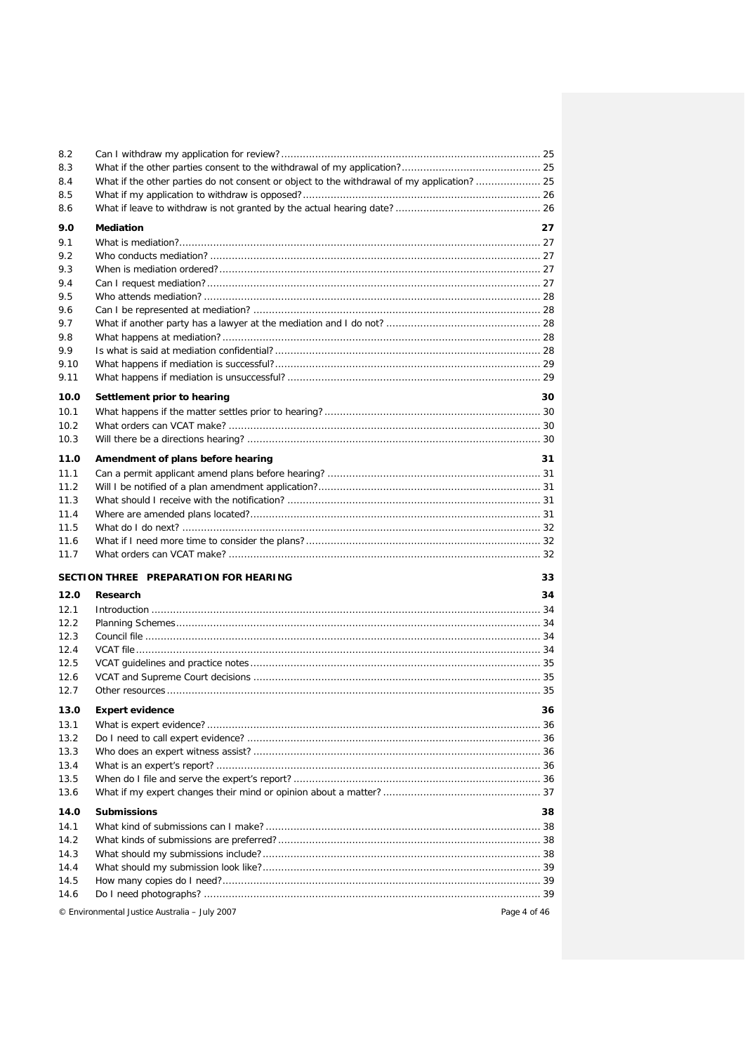| | | |
|---|---|---|
| 8.2 | Can I withdraw my application for review? | 25 |
| 8.3 | What if the other parties consent to the withdrawal of my application? | 25 |
| 8.4 | What if the other parties do not consent or object to the withdrawal of my application? | 25 |
| 8.5 | What if my application to withdraw is opposed? | 26 |
| 8.6 | What if leave to withdraw is not granted by the actual hearing date? | 26 |
| **9.0** | **Mediation** | **27** |
| 9.1 | What is mediation? | 27 |
| 9.2 | Who conducts mediation? | 27 |
| 9.3 | When is mediation ordered? | 27 |
| 9.4 | Can I request mediation? | 27 |
| 9.5 | Who attends mediation? | 28 |
| 9.6 | Can I be represented at mediation? | 28 |
| 9.7 | What if another party has a lawyer at the mediation and I do not? | 28 |
| 9.8 | What happens at mediation? | 28 |
| 9.9 | Is what is said at mediation confidential? | 28 |
| 9.10 | What happens if mediation is successful? | 29 |
| 9.11 | What happens if mediation is unsuccessful? | 29 |
| **10.0** | **Settlement prior to hearing** | **30** |
| 10.1 | What happens if the matter settles prior to hearing? | 30 |
| 10.2 | What orders can VCAT make? | 30 |
| 10.3 | Will there be a directions hearing? | 30 |
| **11.0** | **Amendment of plans before hearing** | **31** |
| 11.1 | Can a permit applicant amend plans before hearing? | 31 |
| 11.2 | Will I be notified of a plan amendment application? | 31 |
| 11.3 | What should I receive with the notification? | 31 |
| 11.4 | Where are amended plans located? | 31 |
| 11.5 | What do I do next? | 32 |
| 11.6 | What if I need more time to consider the plans? | 32 |
| 11.7 | What orders can VCAT make? | 32 |
| | **SECTION THREE PREPARATION FOR HEARING** | **33** |
| **12.0** | **Research** | **34** |
| 12.1 | Introduction | 34 |
| 12.2 | Planning Schemes | 34 |
| 12.3 | Council file | 34 |
| 12.4 | VCAT file | 34 |
| 12.5 | VCAT guidelines and practice notes | 35 |
| 12.6 | VCAT and Supreme Court decisions | 35 |
| 12.7 | Other resources | 35 |
| **13.0** | **Expert evidence** | **36** |
| 13.1 | What is expert evidence? | 36 |
| 13.2 | Do I need to call expert evidence? | 36 |
| 13.3 | Who does an expert witness assist? | 36 |
| 13.4 | What is an expert's report? | 36 |
| 13.5 | When do I file and serve the expert's report? | 36 |
| 13.6 | What if my expert changes their mind or opinion about a matter? | 37 |
| **14.0** | **Submissions** | **38** |
| 14.1 | What kind of submissions can I make? | 38 |
| 14.2 | What kinds of submissions are preferred? | 38 |
| 14.3 | What should my submissions include? | 38 |
| 14.4 | What should my submission look like? | 39 |
| 14.5 | How many copies do I need? | 39 |
| 14.6 | Do I need photographs? | 39 |

© Environmental Justice Australia – July 2007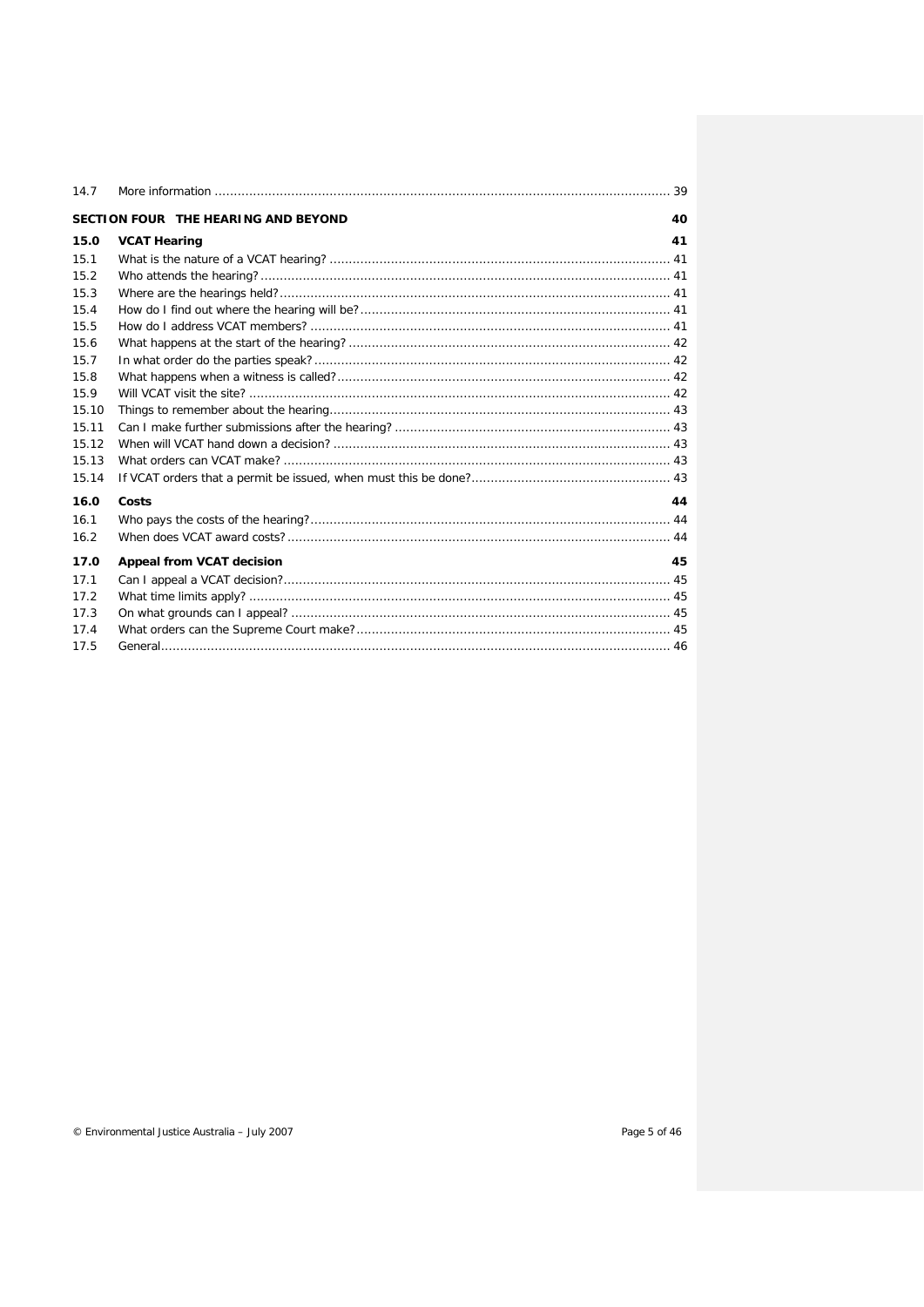| | | |
|---|---|---|
| 14.7 | More information | 39 |
| **SECTION FOUR THE HEARING AND BEYOND** | | **40** |
| **15.0** | **VCAT Hearing** | **41** |
| 15.1 | What is the nature of a VCAT hearing? | 41 |
| 15.2 | Who attends the hearing? | 41 |
| 15.3 | Where are the hearings held? | 41 |
| 15.4 | How do I find out where the hearing will be? | 41 |
| 15.5 | How do I address VCAT members? | 41 |
| 15.6 | What happens at the start of the hearing? | 42 |
| 15.7 | In what order do the parties speak? | 42 |
| 15.8 | What happens when a witness is called? | 42 |
| 15.9 | Will VCAT visit the site? | 42 |
| 15.10 | Things to remember about the hearing | 43 |
| 15.11 | Can I make further submissions after the hearing? | 43 |
| 15.12 | When will VCAT hand down a decision? | 43 |
| 15.13 | What orders can VCAT make? | 43 |
| 15.14 | If VCAT orders that a permit be issued, when must this be done? | 43 |
| **16.0** | **Costs** | **44** |
| 16.1 | Who pays the costs of the hearing? | 44 |
| 16.2 | When does VCAT award costs? | 44 |
| **17.0** | **Appeal from VCAT decision** | **45** |
| 17.1 | Can I appeal a VCAT decision? | 45 |
| 17.2 | What time limits apply? | 45 |
| 17.3 | On what grounds can I appeal? | 45 |
| 17.4 | What orders can the Supreme Court make? | 45 |
| 17.5 | General | 46 |

© Environmental Justice Australia – July 2007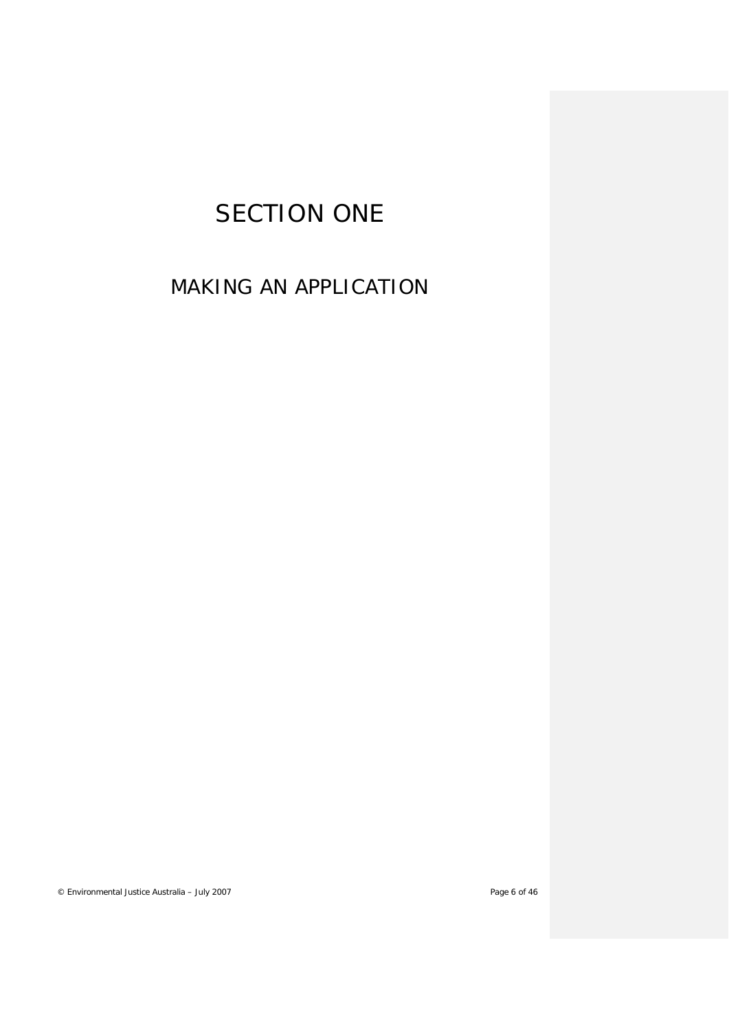# SECTION ONE

## MAKING AN APPLICATION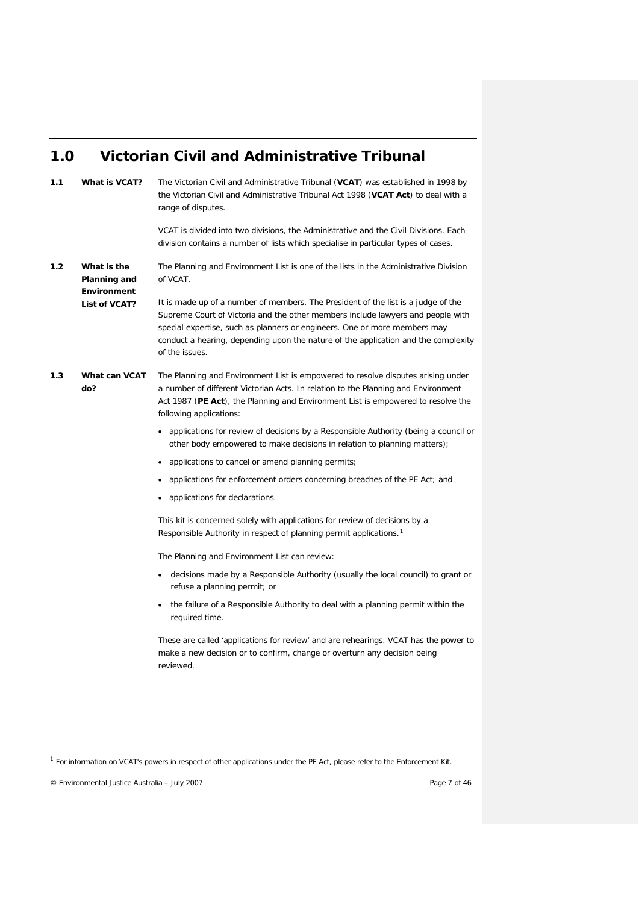# 1.0 Victorian Civil and Administrative Tribunal

**1.1 What is VCAT?**

The Victorian Civil and Administrative Tribunal (**VCAT**) was established in 1998 by the Victorian Civil and Administrative Tribunal Act 1998 (**VCAT Act**) to deal with a range of disputes.

VCAT is divided into two divisions, the Administrative and the Civil Divisions. Each division contains a number of lists which specialise in particular types of cases.

**1.2 What is the Planning and Environment List of VCAT?**

The Planning and Environment List is one of the lists in the Administrative Division of VCAT.

It is made up of a number of members. The President of the list is a judge of the Supreme Court of Victoria and the other members include lawyers and people with special expertise, such as planners or engineers. One or more members may conduct a hearing, depending upon the nature of the application and the complexity of the issues.

**1.3 What can VCAT do?**

The Planning and Environment List is empowered to resolve disputes arising under a number of different Victorian Acts. In relation to the Planning and Environment Act 1987 (**PE Act**), the Planning and Environment List is empowered to resolve the following applications:

- applications for review of decisions by a Responsible Authority (being a council or other body empowered to make decisions in relation to planning matters);
- applications to cancel or amend planning permits;
- applications for enforcement orders concerning breaches of the PE Act; and
- applications for declarations.

This kit is concerned solely with applications for review of decisions by a Responsible Authority in respect of planning permit applications.[1]

The Planning and Environment List can review:

- decisions made by a Responsible Authority (usually the local council) to grant or refuse a planning permit; or
- the failure of a Responsible Authority to deal with a planning permit within the required time.

These are called 'applications for review' and are rehearings. VCAT has the power to make a new decision or to confirm, change or overturn any decision being reviewed.

---

[1] For information on VCAT's powers in respect of other applications under the PE Act, please refer to the Enforcement Kit.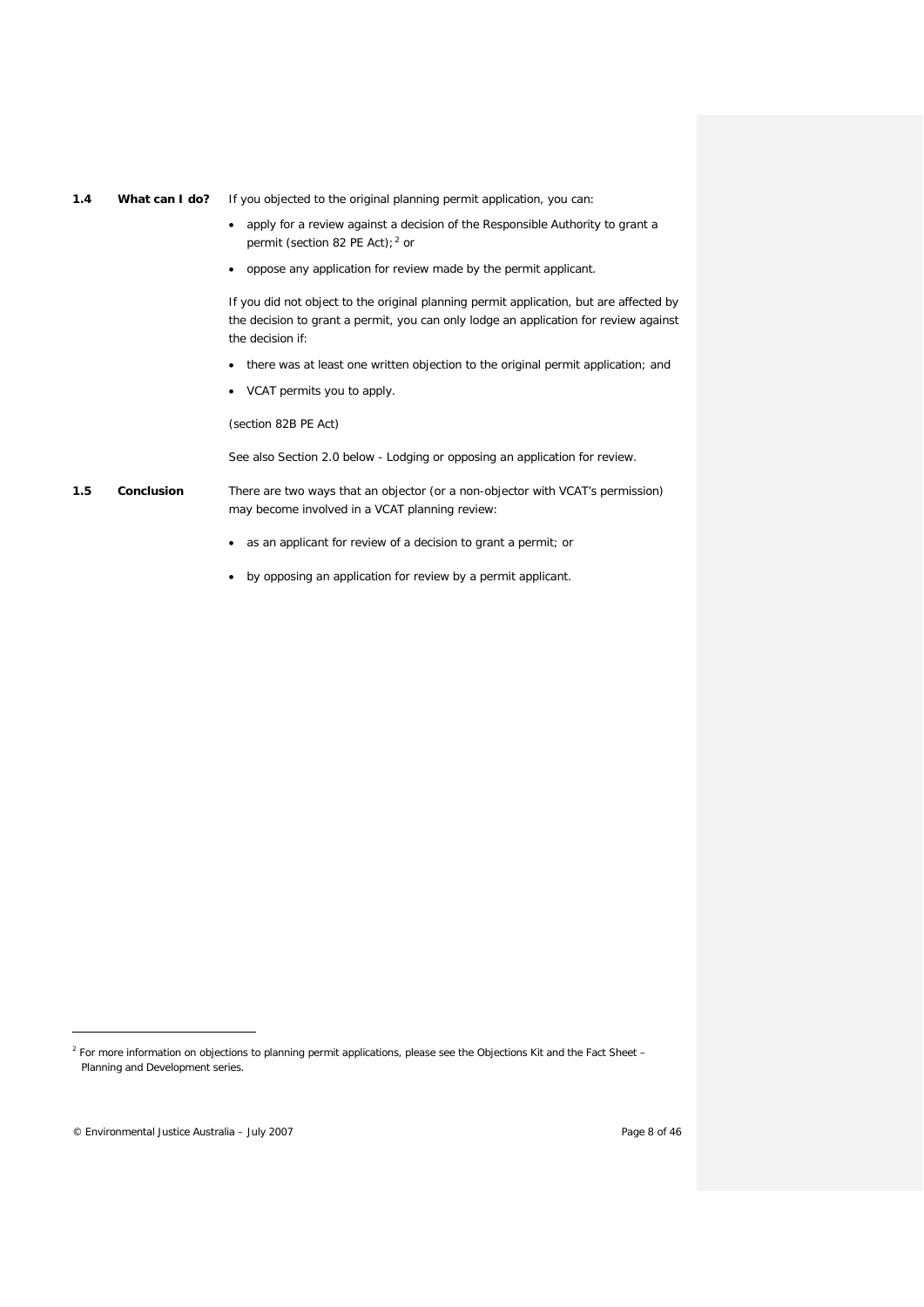### 1.4 What can I do?

If you objected to the original planning permit application, you can:

- apply for a review against a decision of the Responsible Authority to grant a permit (section 82 PE Act);[2] or
- oppose any application for review made by the permit applicant.

If you did not object to the original planning permit application, but are affected by the decision to grant a permit, you can only lodge an application for review against the decision if:

- there was at least one written objection to the original permit application; and
- VCAT permits you to apply.

(section 82B PE Act)

See also Section 2.0 below - Lodging or opposing an application for review.

### 1.5 Conclusion

There are two ways that an objector (or a non-objector with VCAT's permission) may become involved in a VCAT planning review:

- as an applicant for review of a decision to grant a permit; or
- by opposing an application for review by a permit applicant.

---

[2] For more information on objections to planning permit applications, please see the Objections Kit and the Fact Sheet – Planning and Development series.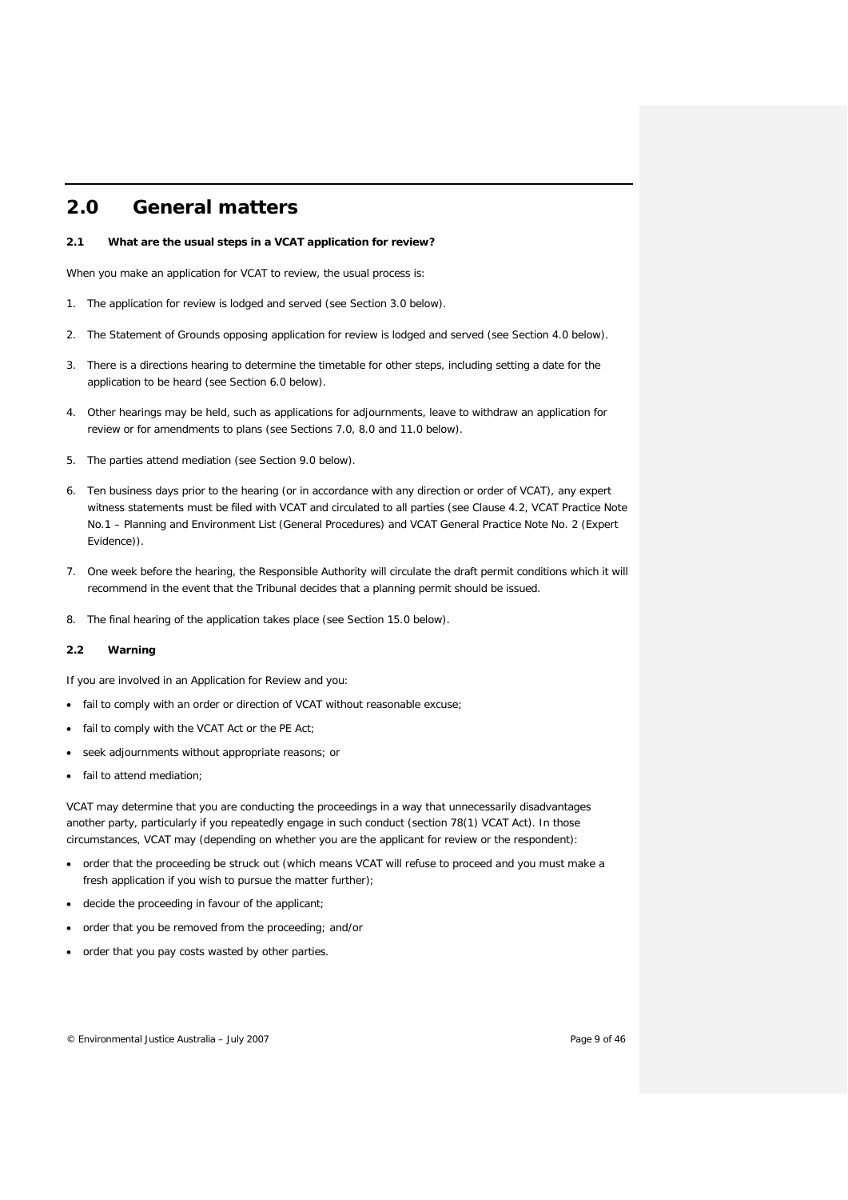# 2.0 General matters

### 2.1 What are the usual steps in a VCAT application for review?

When you make an application for VCAT to review, the usual process is:

1. The application for review is lodged and served (see Section 3.0 below).

2. The Statement of Grounds opposing application for review is lodged and served (see Section 4.0 below).

3. There is a directions hearing to determine the timetable for other steps, including setting a date for the application to be heard (see Section 6.0 below).

4. Other hearings may be held, such as applications for adjournments, leave to withdraw an application for review or for amendments to plans (see Sections 7.0, 8.0 and 11.0 below).

5. The parties attend mediation (see Section 9.0 below).

6. Ten business days prior to the hearing (or in accordance with any direction or order of VCAT), any expert witness statements must be filed with VCAT and circulated to all parties (see Clause 4.2, VCAT Practice Note No.1 – Planning and Environment List (General Procedures) and VCAT General Practice Note No. 2 (Expert Evidence)).

7. One week before the hearing, the Responsible Authority will circulate the draft permit conditions which it will recommend in the event that the Tribunal decides that a planning permit should be issued.

8. The final hearing of the application takes place (see Section 15.0 below).

### 2.2 Warning

If you are involved in an Application for Review and you:

- fail to comply with an order or direction of VCAT without reasonable excuse;
- fail to comply with the VCAT Act or the PE Act;
- seek adjournments without appropriate reasons; or
- fail to attend mediation;

VCAT may determine that you are conducting the proceedings in a way that unnecessarily disadvantages another party, particularly if you repeatedly engage in such conduct (section 78(1) VCAT Act). In those circumstances, VCAT may (depending on whether you are the applicant for review or the respondent):

- order that the proceeding be struck out (which means VCAT will refuse to proceed and you must make a fresh application if you wish to pursue the matter further);
- decide the proceeding in favour of the applicant;
- order that you be removed from the proceeding; and/or
- order that you pay costs wasted by other parties.

© Environmental Justice Australia – July 2007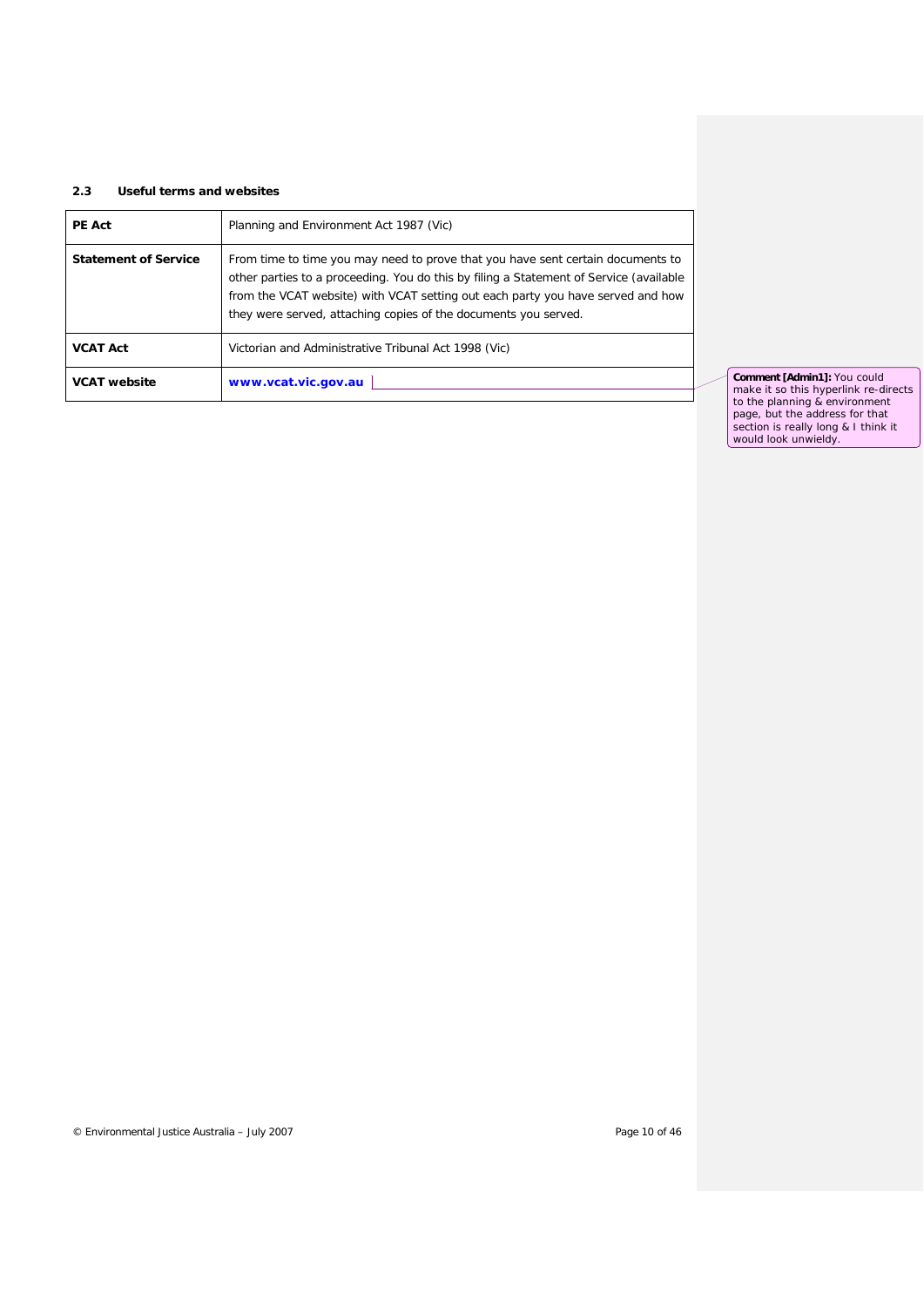### 2.3 Useful terms and websites

| | |
|---|---|
| **PE Act** | Planning and Environment Act 1987 (Vic) |
| **Statement of Service** | From time to time you may need to prove that you have sent certain documents to other parties to a proceeding. You do this by filing a Statement of Service (available from the VCAT website) with VCAT setting out each party you have served and how they were served, attaching copies of the documents you served. |
| **VCAT Act** | Victorian and Administrative Tribunal Act 1998 (Vic) |
| **VCAT website** | **www.vcat.vic.gov.au** |

**Comment [Admin1]:** You could make it so this hyperlink re-directs to the planning & environment page, but the address for that section is really long & I think it would look unwieldy.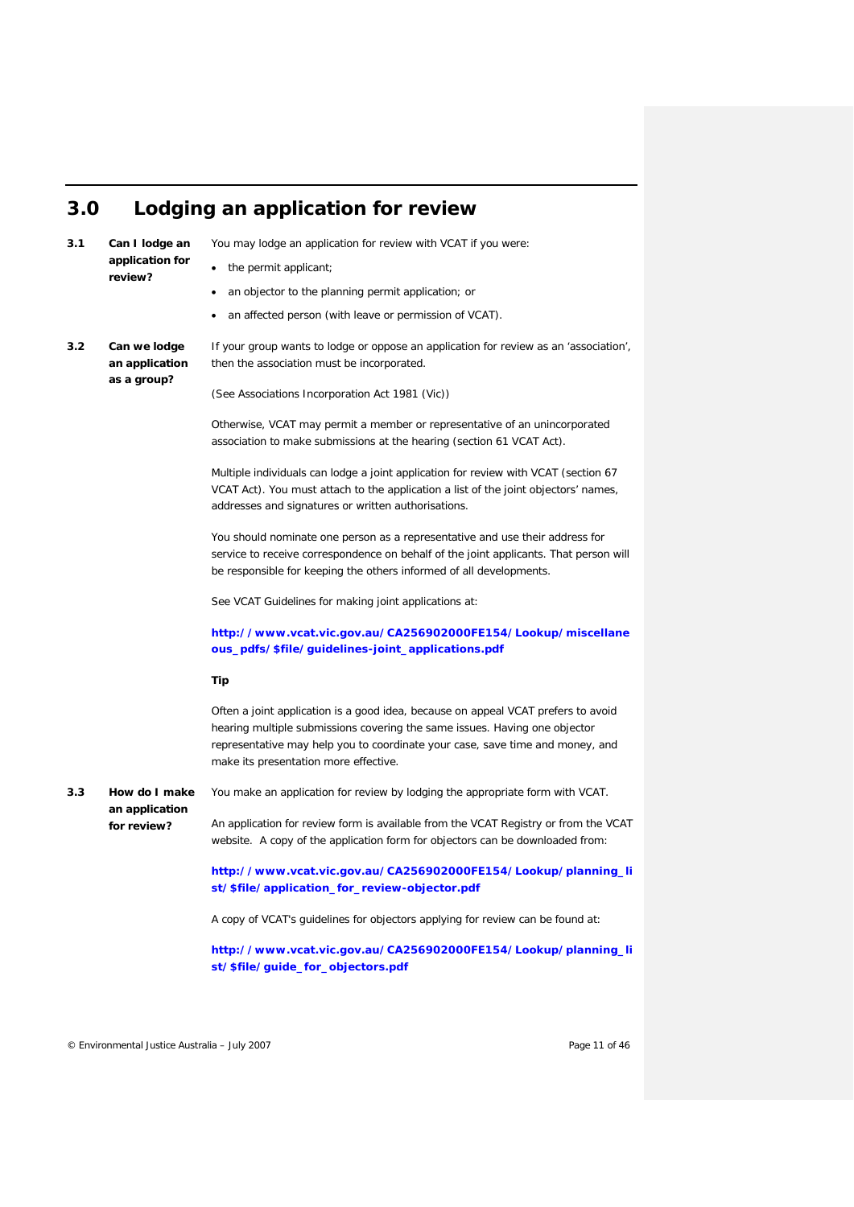# 3.0 Lodging an application for review

### 3.1 Can I lodge an application for review?

You may lodge an application for review with VCAT if you were:

- the permit applicant;
- an objector to the planning permit application; or
- an affected person (with leave or permission of VCAT).

### 3.2 Can we lodge an application as a group?

If your group wants to lodge or oppose an application for review as an 'association', then the association must be incorporated.

(See Associations Incorporation Act 1981 (Vic))

Otherwise, VCAT may permit a member or representative of an unincorporated association to make submissions at the hearing (section 61 VCAT Act).

Multiple individuals can lodge a joint application for review with VCAT (section 67 VCAT Act). You must attach to the application a list of the joint objectors' names, addresses and signatures or written authorisations.

You should nominate one person as a representative and use their address for service to receive correspondence on behalf of the joint applicants. That person will be responsible for keeping the others informed of all developments.

See VCAT Guidelines for making joint applications at:

**http://www.vcat.vic.gov.au/CA256902000FE154/Lookup/miscellaneous_pdfs/$file/guidelines-joint_applications.pdf**

**Tip**

Often a joint application is a good idea, because on appeal VCAT prefers to avoid hearing multiple submissions covering the same issues. Having one objector representative may help you to coordinate your case, save time and money, and make its presentation more effective.

### 3.3 How do I make an application for review?

You make an application for review by lodging the appropriate form with VCAT.

An application for review form is available from the VCAT Registry or from the VCAT website. A copy of the application form for objectors can be downloaded from:

**http://www.vcat.vic.gov.au/CA256902000FE154/Lookup/planning_list/$file/application_for_review-objector.pdf**

A copy of VCAT's guidelines for objectors applying for review can be found at:

**http://www.vcat.vic.gov.au/CA256902000FE154/Lookup/planning_list/$file/guide_for_objectors.pdf**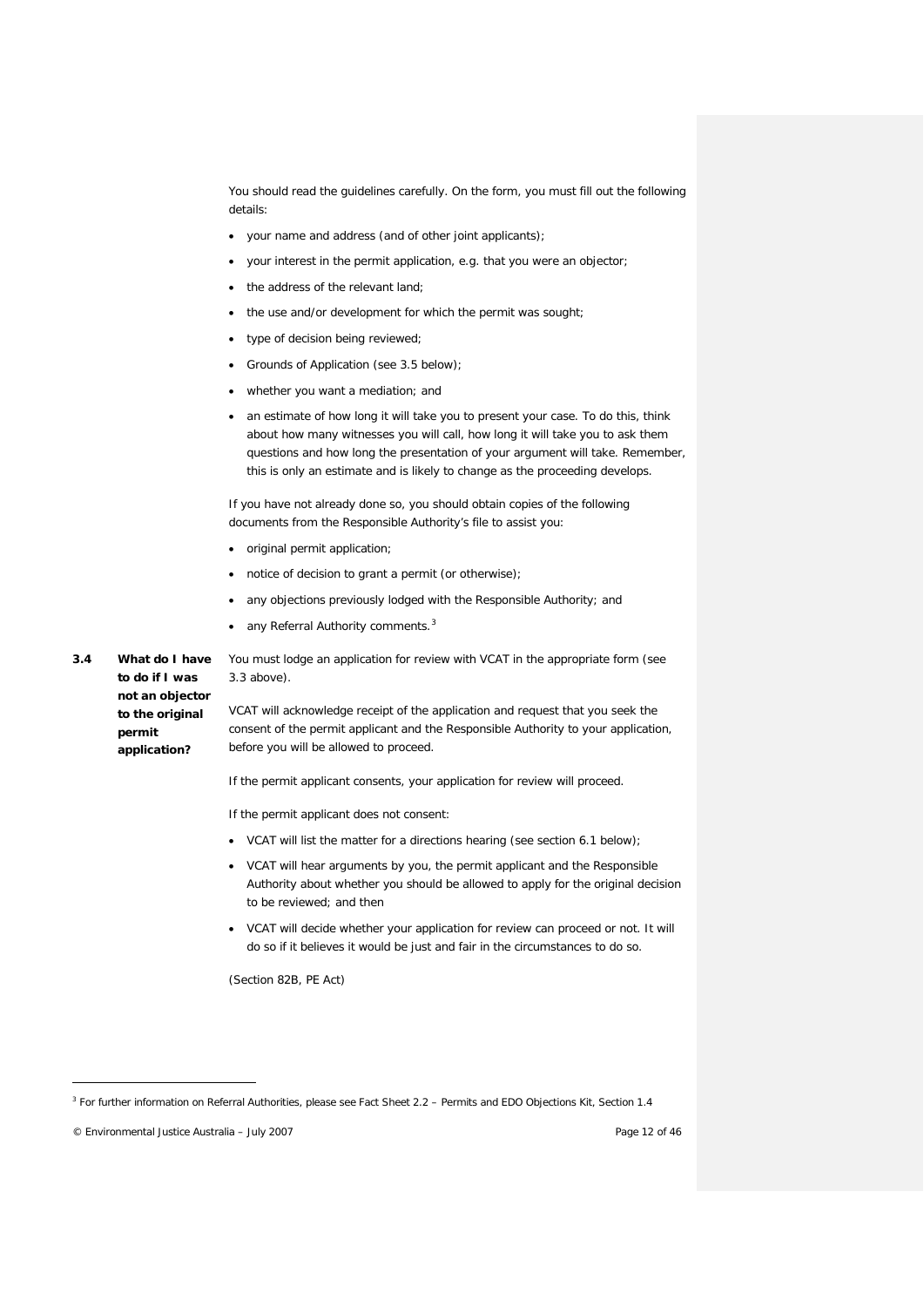You should read the guidelines carefully. On the form, you must fill out the following details:

- your name and address (and of other joint applicants);
- your interest in the permit application, e.g. that you were an objector;
- the address of the relevant land;
- the use and/or development for which the permit was sought;
- type of decision being reviewed;
- Grounds of Application (see 3.5 below);
- whether you want a mediation; and
- an estimate of how long it will take you to present your case. To do this, think about how many witnesses you will call, how long it will take you to ask them questions and how long the presentation of your argument will take. Remember, this is only an estimate and is likely to change as the proceeding develops.

If you have not already done so, you should obtain copies of the following documents from the Responsible Authority's file to assist you:

- original permit application;
- notice of decision to grant a permit (or otherwise);
- any objections previously lodged with the Responsible Authority; and
- any Referral Authority comments.[3]

### 3.4 What do I have to do if I was not an objector to the original permit application?

You must lodge an application for review with VCAT in the appropriate form (see 3.3 above).

VCAT will acknowledge receipt of the application and request that you seek the consent of the permit applicant and the Responsible Authority to your application, before you will be allowed to proceed.

If the permit applicant consents, your application for review will proceed.

If the permit applicant does not consent:

- VCAT will list the matter for a directions hearing (see section 6.1 below);
- VCAT will hear arguments by you, the permit applicant and the Responsible Authority about whether you should be allowed to apply for the original decision to be reviewed; and then
- VCAT will decide whether your application for review can proceed or not. It will do so if it believes it would be just and fair in the circumstances to do so.

(Section 82B, PE Act)

[3] For further information on Referral Authorities, please see Fact Sheet 2.2 – Permits and EDO Objections Kit, Section 1.4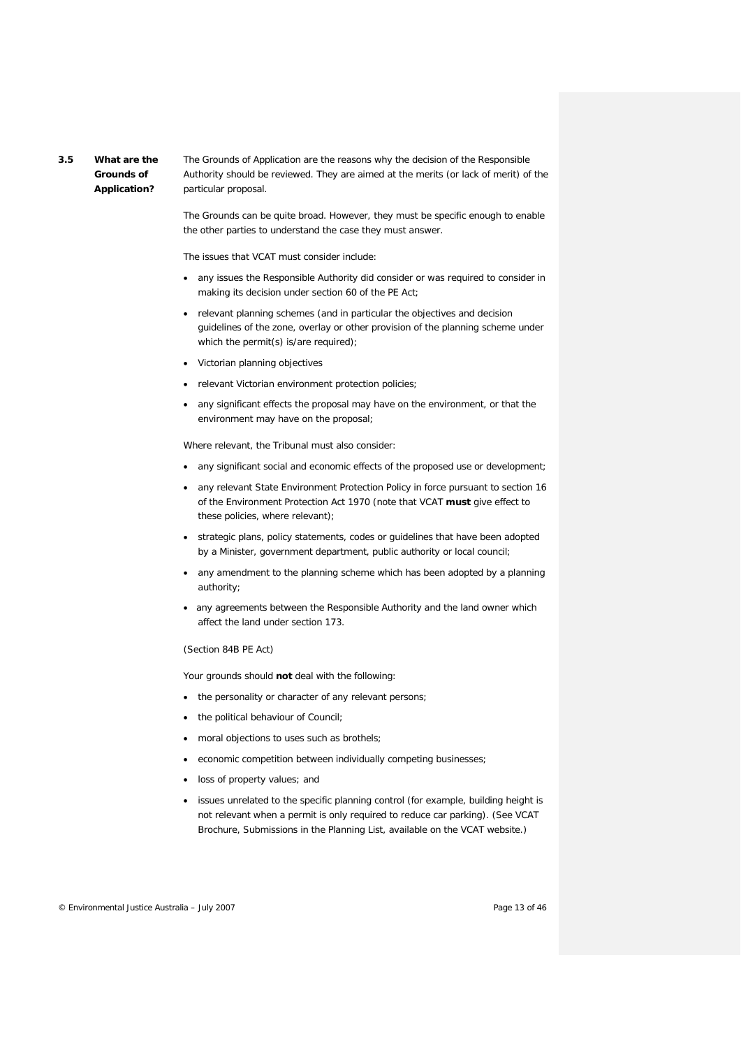### 3.5 What are the Grounds of Application?

The Grounds of Application are the reasons why the decision of the Responsible Authority should be reviewed. They are aimed at the merits (or lack of merit) of the particular proposal.

The Grounds can be quite broad. However, they must be specific enough to enable the other parties to understand the case they must answer.

The issues that VCAT must consider include:

- any issues the Responsible Authority did consider or was required to consider in making its decision under section 60 of the PE Act;
- relevant planning schemes (and in particular the objectives and decision guidelines of the zone, overlay or other provision of the planning scheme under which the permit(s) is/are required);
- Victorian planning objectives
- relevant Victorian environment protection policies;
- any significant effects the proposal may have on the environment, or that the environment may have on the proposal;

Where relevant, the Tribunal must also consider:

- any significant social and economic effects of the proposed use or development;
- any relevant State Environment Protection Policy in force pursuant to section 16 of the Environment Protection Act 1970 (note that VCAT **must** give effect to these policies, where relevant);
- strategic plans, policy statements, codes or guidelines that have been adopted by a Minister, government department, public authority or local council;
- any amendment to the planning scheme which has been adopted by a planning authority;
- any agreements between the Responsible Authority and the land owner which affect the land under section 173.

(Section 84B PE Act)

Your grounds should **not** deal with the following:

- the personality or character of any relevant persons;
- the political behaviour of Council;
- moral objections to uses such as brothels;
- economic competition between individually competing businesses;
- loss of property values; and
- issues unrelated to the specific planning control (for example, building height is not relevant when a permit is only required to reduce car parking). (See VCAT Brochure, Submissions in the Planning List, available on the VCAT website.)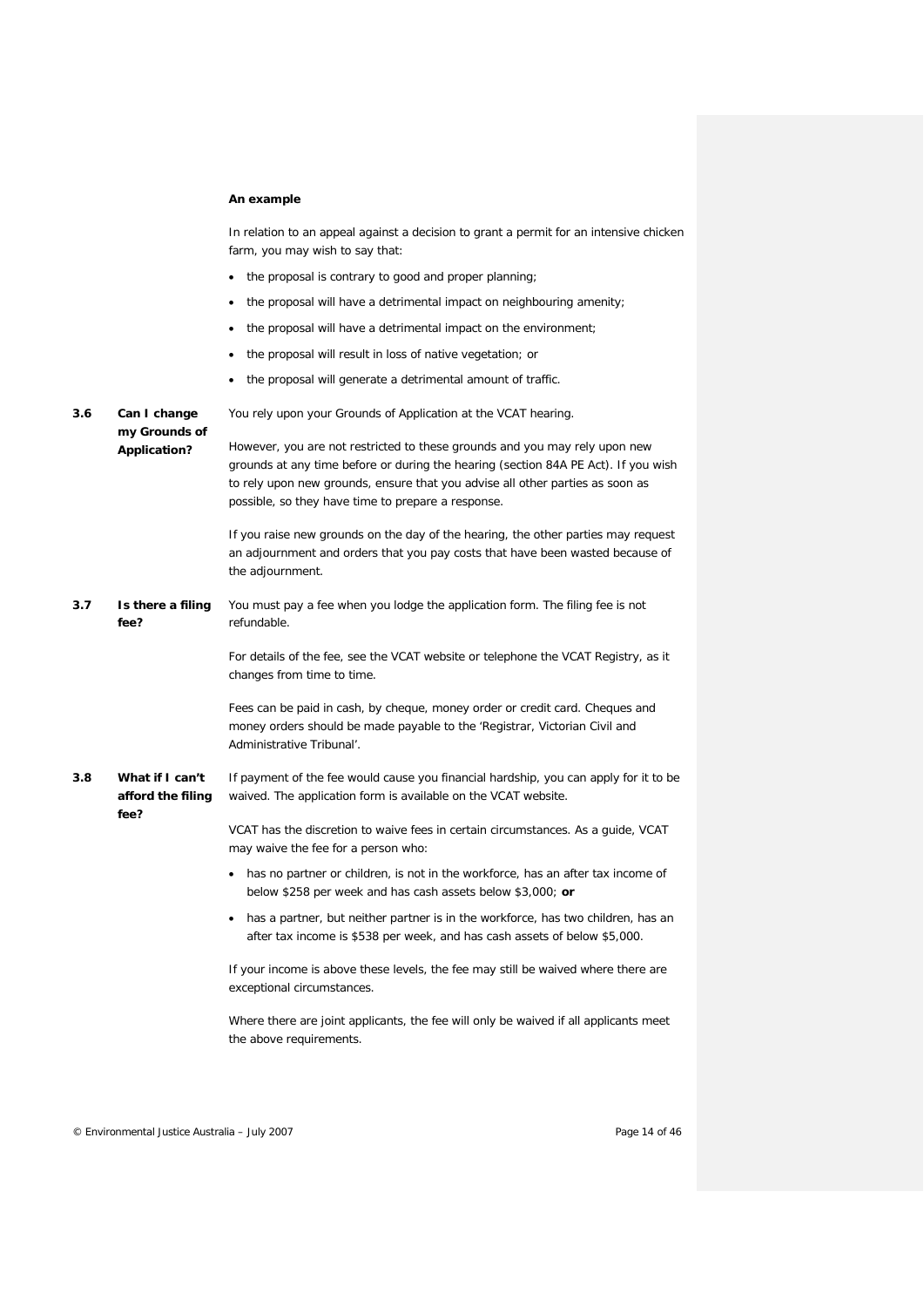**An example**

In relation to an appeal against a decision to grant a permit for an intensive chicken farm, you may wish to say that:

- the proposal is contrary to good and proper planning;
- the proposal will have a detrimental impact on neighbouring amenity;
- the proposal will have a detrimental impact on the environment;
- the proposal will result in loss of native vegetation; or
- the proposal will generate a detrimental amount of traffic.

### 3.6 Can I change my Grounds of Application?

You rely upon your Grounds of Application at the VCAT hearing.

However, you are not restricted to these grounds and you may rely upon new grounds at any time before or during the hearing (section 84A PE Act). If you wish to rely upon new grounds, ensure that you advise all other parties as soon as possible, so they have time to prepare a response.

If you raise new grounds on the day of the hearing, the other parties may request an adjournment and orders that you pay costs that have been wasted because of the adjournment.

### 3.7 Is there a filing fee?

You must pay a fee when you lodge the application form. The filing fee is not refundable.

For details of the fee, see the VCAT website or telephone the VCAT Registry, as it changes from time to time.

Fees can be paid in cash, by cheque, money order or credit card. Cheques and money orders should be made payable to the 'Registrar, Victorian Civil and Administrative Tribunal'.

### 3.8 What if I can't afford the filing fee?

If payment of the fee would cause you financial hardship, you can apply for it to be waived. The application form is available on the VCAT website.

VCAT has the discretion to waive fees in certain circumstances. As a guide, VCAT may waive the fee for a person who:

- has no partner or children, is not in the workforce, has an after tax income of below $258 per week and has cash assets below $3,000; **or**
- has a partner, but neither partner is in the workforce, has two children, has an after tax income is $538 per week, and has cash assets of below $5,000.

If your income is above these levels, the fee may still be waived where there are exceptional circumstances.

Where there are joint applicants, the fee will only be waived if all applicants meet the above requirements.

© Environmental Justice Australia – July 2007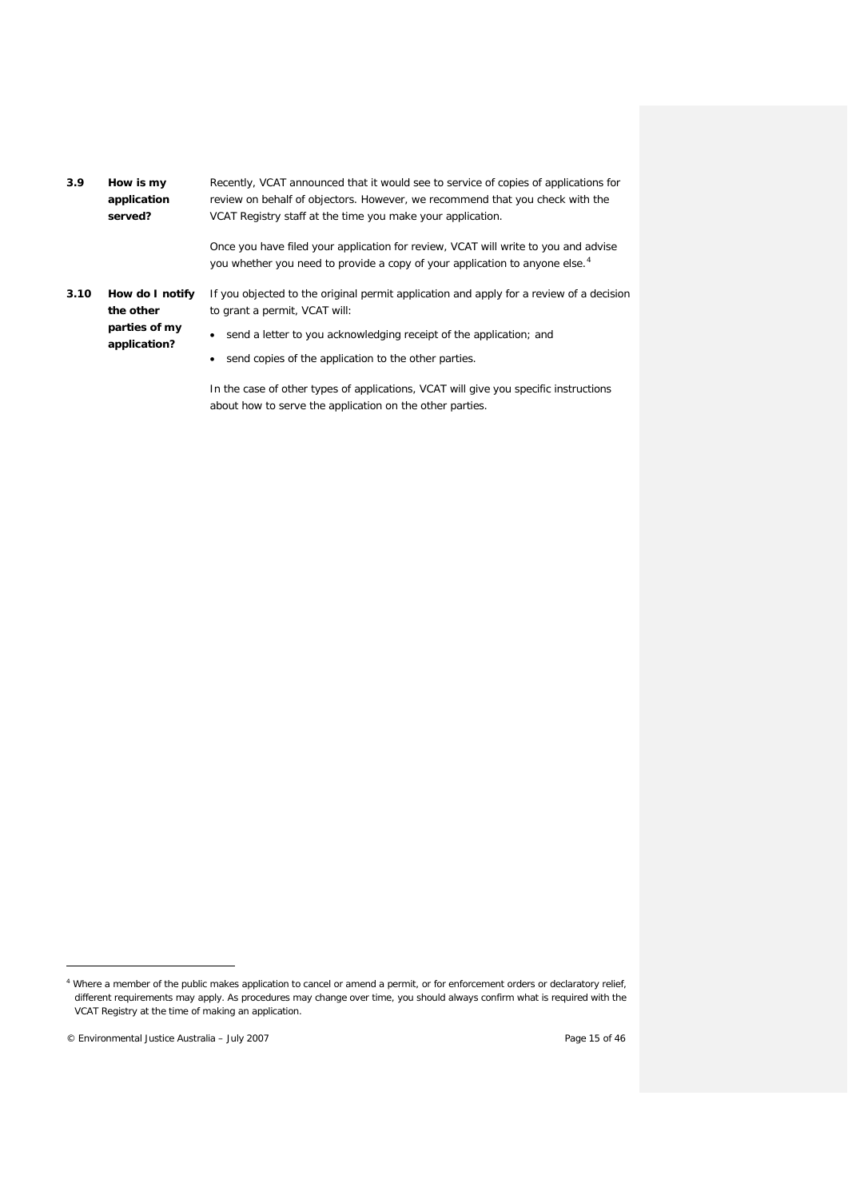### 3.9 How is my application served?

Recently, VCAT announced that it would see to service of copies of applications for review on behalf of objectors. However, we recommend that you check with the VCAT Registry staff at the time you make your application.

Once you have filed your application for review, VCAT will write to you and advise you whether you need to provide a copy of your application to anyone else.[4]

### 3.10 How do I notify the other parties of my application?

If you objected to the original permit application and apply for a review of a decision to grant a permit, VCAT will:

- send a letter to you acknowledging receipt of the application; and
- send copies of the application to the other parties.

In the case of other types of applications, VCAT will give you specific instructions about how to serve the application on the other parties.

---

[4] Where a member of the public makes application to cancel or amend a permit, or for enforcement orders or declaratory relief, different requirements may apply. As procedures may change over time, you should always confirm what is required with the VCAT Registry at the time of making an application.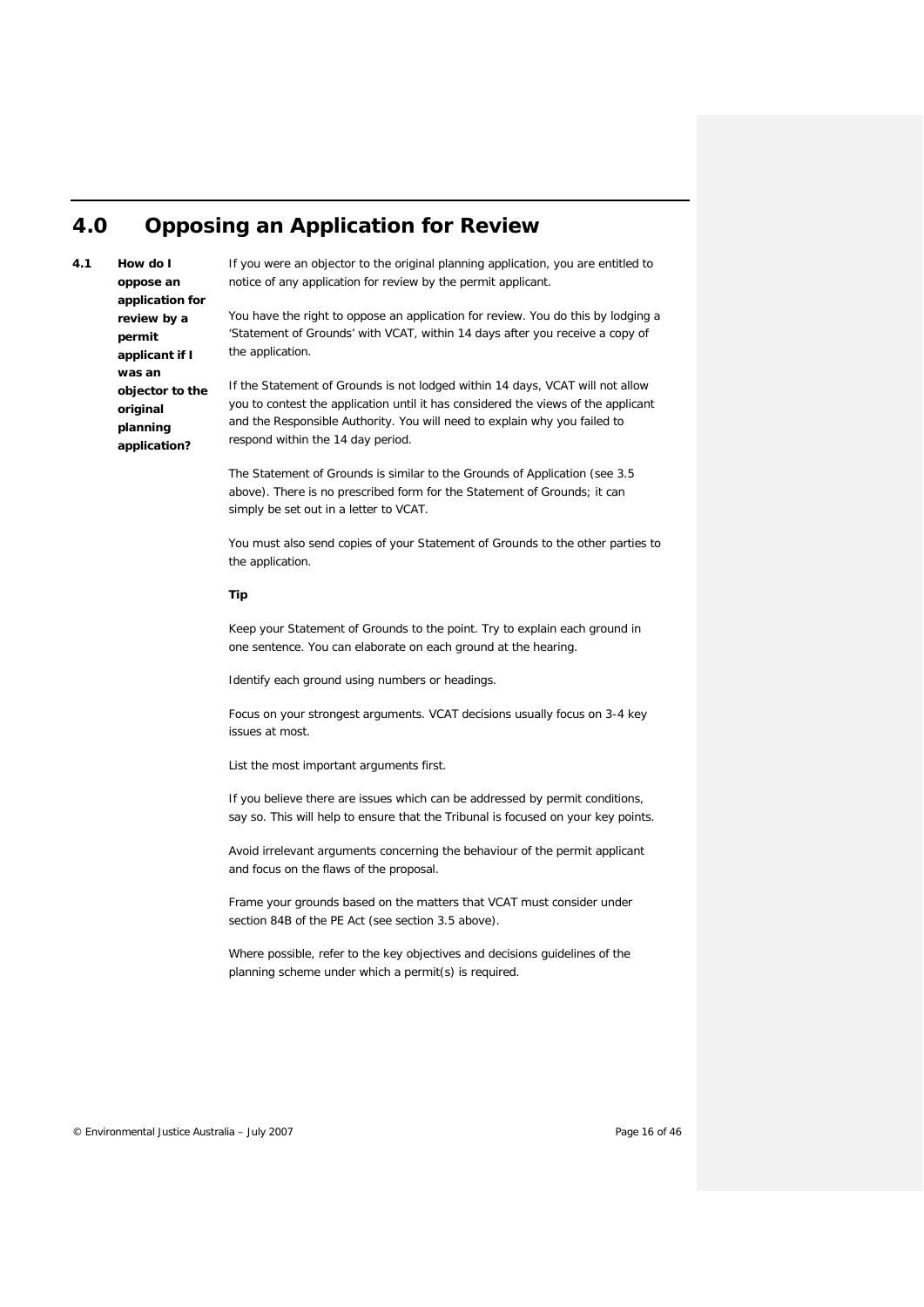## 4.0 Opposing an Application for Review

### 4.1 How do I oppose an application for review by a permit applicant if I was an objector to the original planning application?

If you were an objector to the original planning application, you are entitled to notice of any application for review by the permit applicant.

You have the right to oppose an application for review. You do this by lodging a 'Statement of Grounds' with VCAT, within 14 days after you receive a copy of the application.

If the Statement of Grounds is not lodged within 14 days, VCAT will not allow you to contest the application until it has considered the views of the applicant and the Responsible Authority. You will need to explain why you failed to respond within the 14 day period.

The Statement of Grounds is similar to the Grounds of Application (see 3.5 above). There is no prescribed form for the Statement of Grounds; it can simply be set out in a letter to VCAT.

You must also send copies of your Statement of Grounds to the other parties to the application.

**Tip**

Keep your Statement of Grounds to the point. Try to explain each ground in one sentence. You can elaborate on each ground at the hearing.

Identify each ground using numbers or headings.

Focus on your strongest arguments. VCAT decisions usually focus on 3-4 key issues at most.

List the most important arguments first.

If you believe there are issues which can be addressed by permit conditions, say so. This will help to ensure that the Tribunal is focused on your key points.

Avoid irrelevant arguments concerning the behaviour of the permit applicant and focus on the flaws of the proposal.

Frame your grounds based on the matters that VCAT must consider under section 84B of the PE Act (see section 3.5 above).

Where possible, refer to the key objectives and decisions guidelines of the planning scheme under which a permit(s) is required.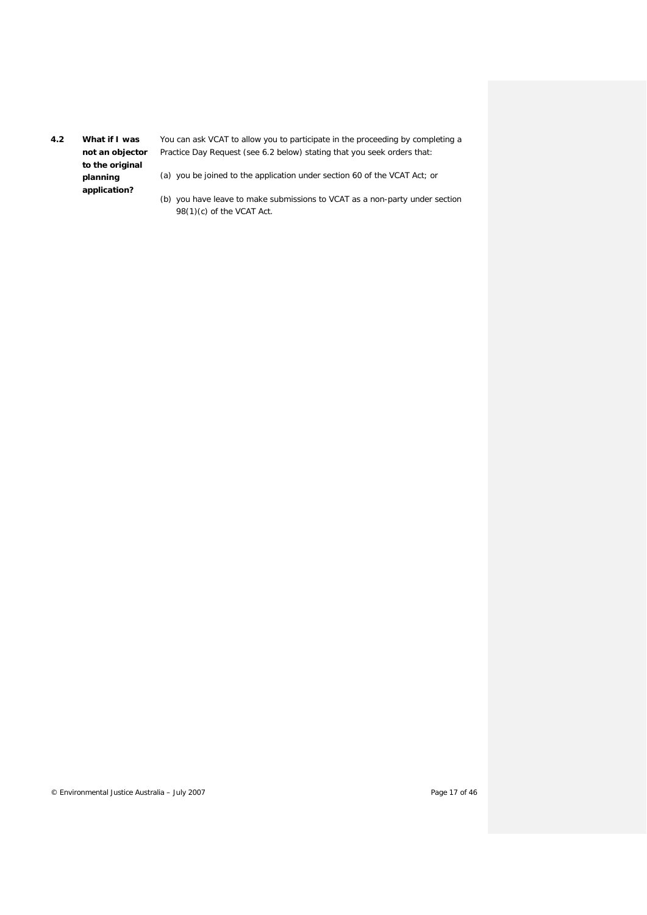### 4.2 What if I was not an objector to the original planning application?

You can ask VCAT to allow you to participate in the proceeding by completing a Practice Day Request (see 6.2 below) stating that you seek orders that:

(a) you be joined to the application under section 60 of the VCAT Act; or

(b) you have leave to make submissions to VCAT as a non-party under section 98(1)(c) of the VCAT Act.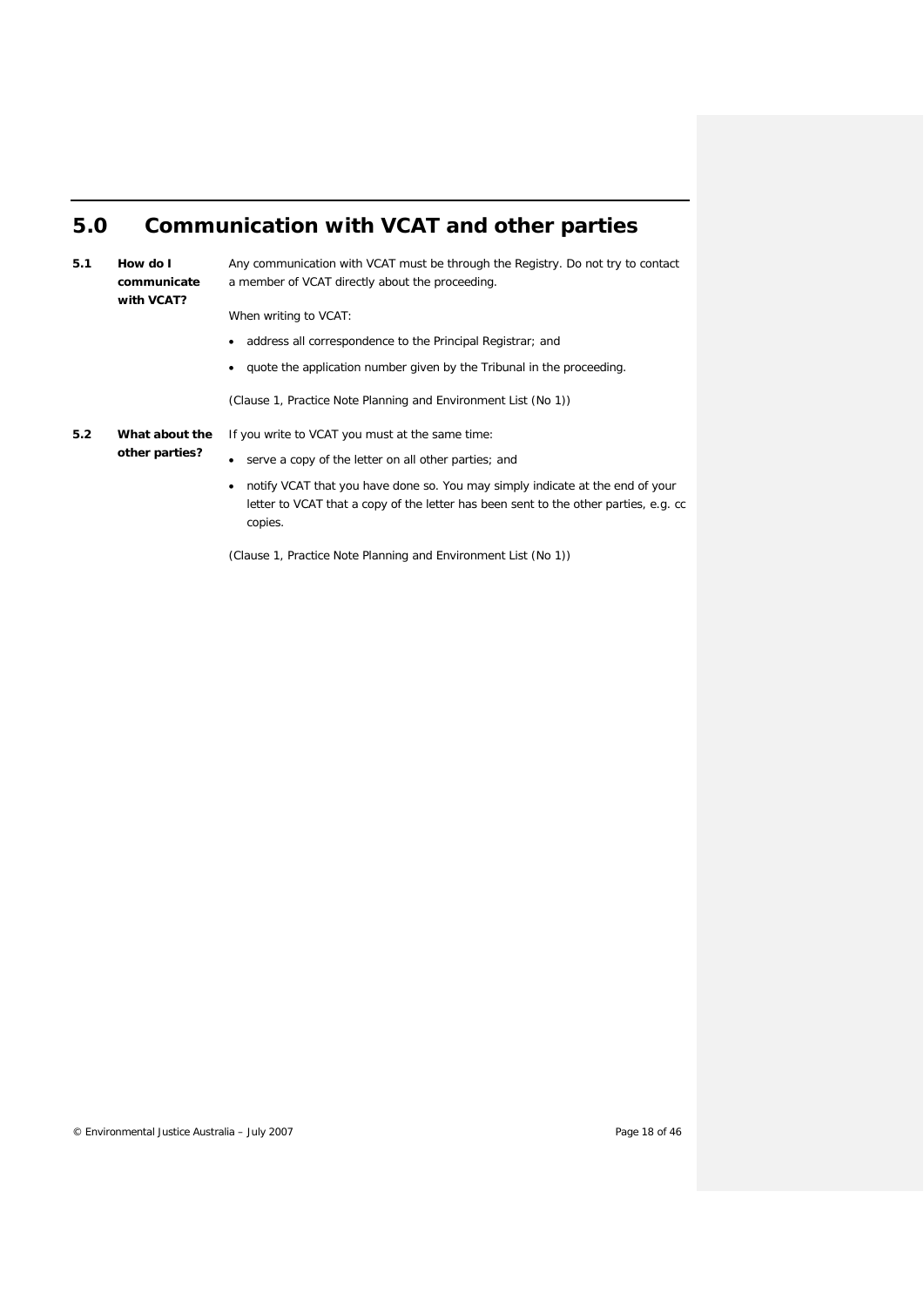## 5.0 Communication with VCAT and other parties

**5.1 How do I communicate with VCAT?**

Any communication with VCAT must be through the Registry. Do not try to contact a member of VCAT directly about the proceeding.

When writing to VCAT:

- address all correspondence to the Principal Registrar; and
- quote the application number given by the Tribunal in the proceeding.

(Clause 1, Practice Note Planning and Environment List (No 1))

**5.2 What about the other parties?**

If you write to VCAT you must at the same time:

- serve a copy of the letter on all other parties; and
- notify VCAT that you have done so. You may simply indicate at the end of your letter to VCAT that a copy of the letter has been sent to the other parties, e.g. cc copies.

(Clause 1, Practice Note Planning and Environment List (No 1))

© Environmental Justice Australia – July 2007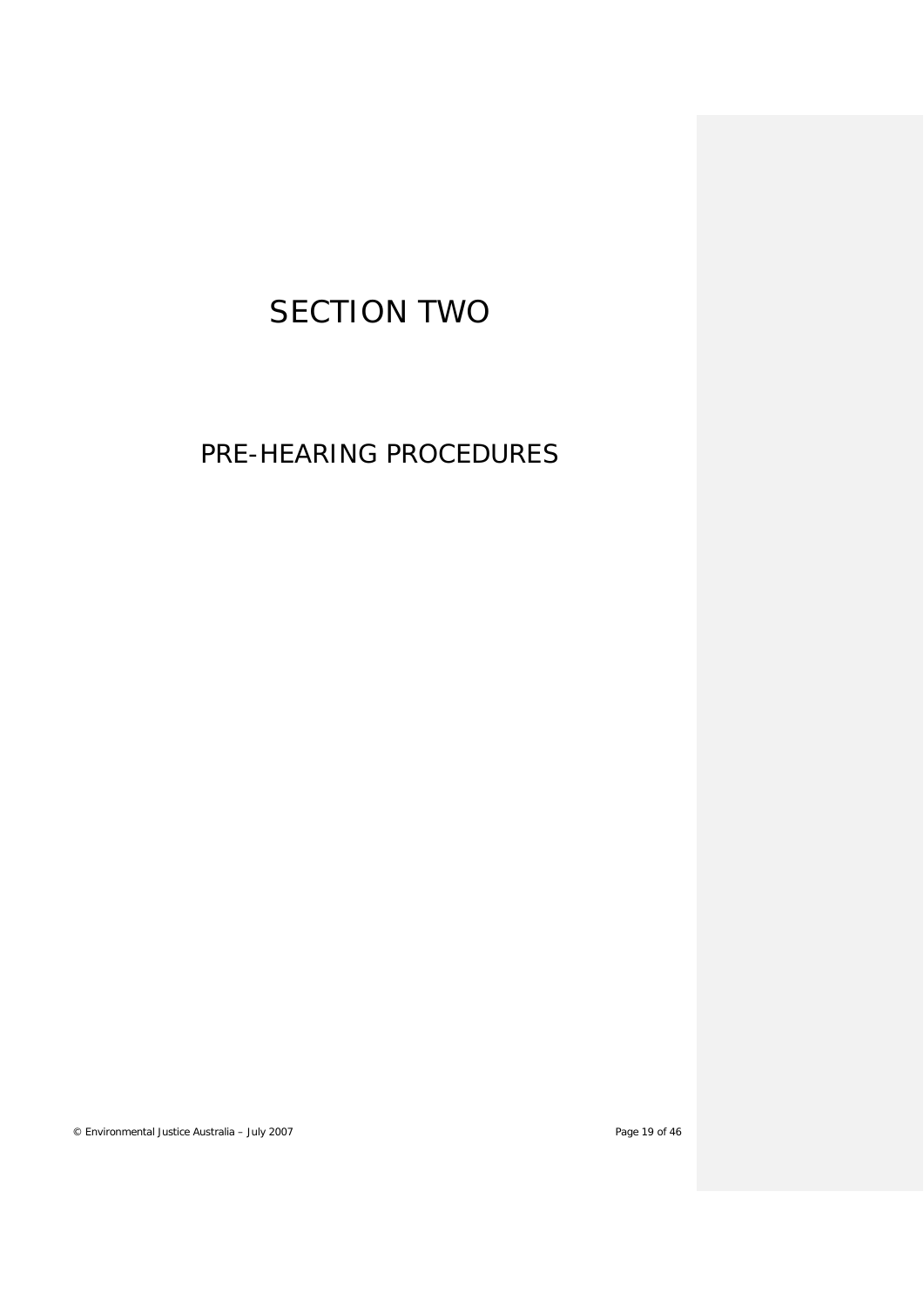# SECTION TWO

## PRE-HEARING PROCEDURES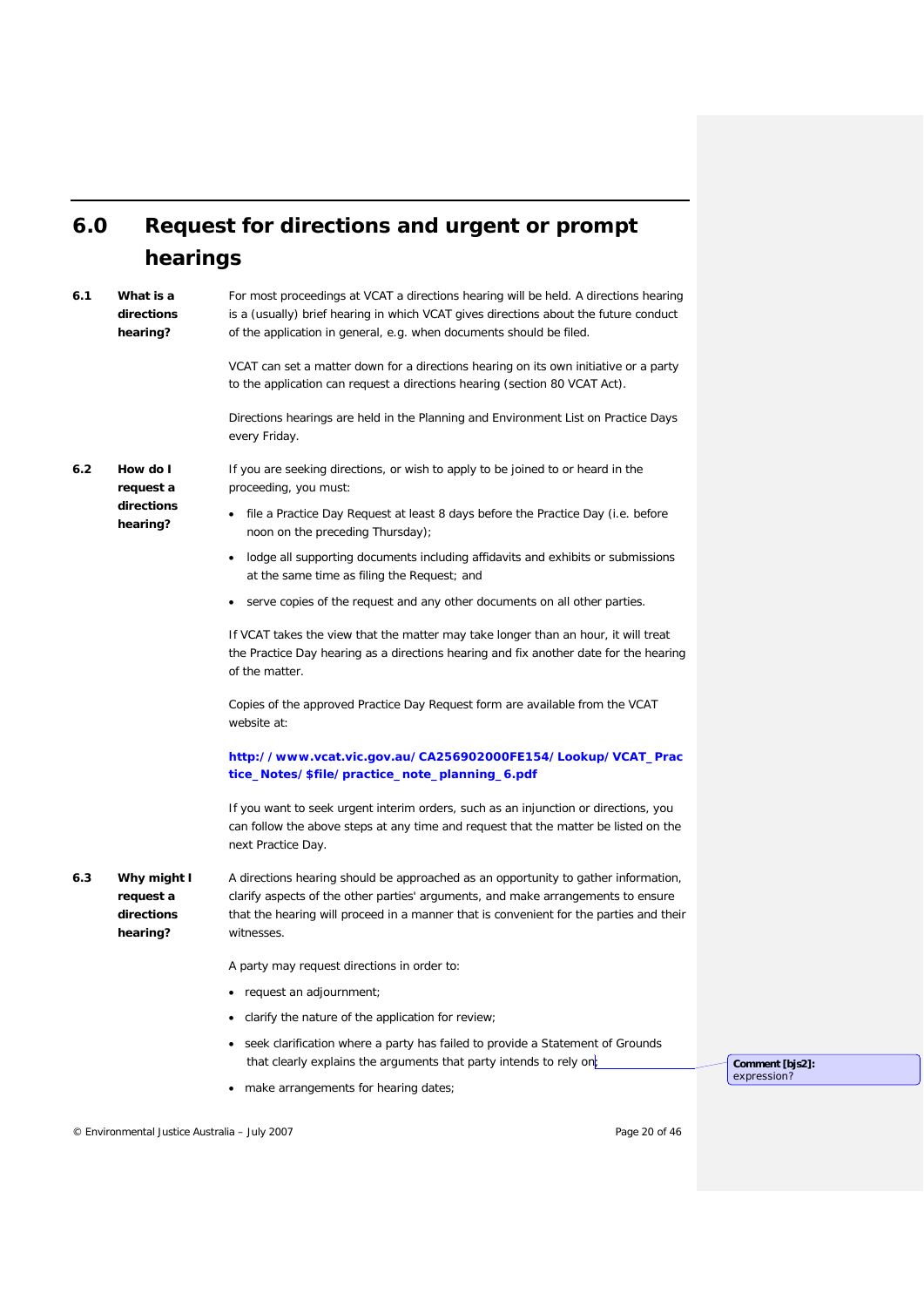# 6.0 Request for directions and urgent or prompt hearings

**6.1 What is a directions hearing?**

For most proceedings at VCAT a directions hearing will be held. A directions hearing is a (usually) brief hearing in which VCAT gives directions about the future conduct of the application in general, e.g. when documents should be filed.

VCAT can set a matter down for a directions hearing on its own initiative or a party to the application can request a directions hearing (section 80 VCAT Act).

Directions hearings are held in the Planning and Environment List on Practice Days every Friday.

**6.2 How do I request a directions hearing?**

If you are seeking directions, or wish to apply to be joined to or heard in the proceeding, you must:

- file a Practice Day Request at least 8 days before the Practice Day (i.e. before noon on the preceding Thursday);
- lodge all supporting documents including affidavits and exhibits or submissions at the same time as filing the Request; and
- serve copies of the request and any other documents on all other parties.

If VCAT takes the view that the matter may take longer than an hour, it will treat the Practice Day hearing as a directions hearing and fix another date for the hearing of the matter.

Copies of the approved Practice Day Request form are available from the VCAT website at:

**http://www.vcat.vic.gov.au/CA256902000FE154/Lookup/VCAT_Practice_Notes/$file/practice_note_planning_6.pdf**

If you want to seek urgent interim orders, such as an injunction or directions, you can follow the above steps at any time and request that the matter be listed on the next Practice Day.

**6.3 Why might I request a directions hearing?**

A directions hearing should be approached as an opportunity to gather information, clarify aspects of the other parties' arguments, and make arrangements to ensure that the hearing will proceed in a manner that is convenient for the parties and their witnesses.

A party may request directions in order to:

- request an adjournment;
- clarify the nature of the application for review;
- seek clarification where a party has failed to provide a Statement of Grounds that clearly explains the arguments that party intends to rely on;
- make arrangements for hearing dates;

Comment [bjs2]: expression?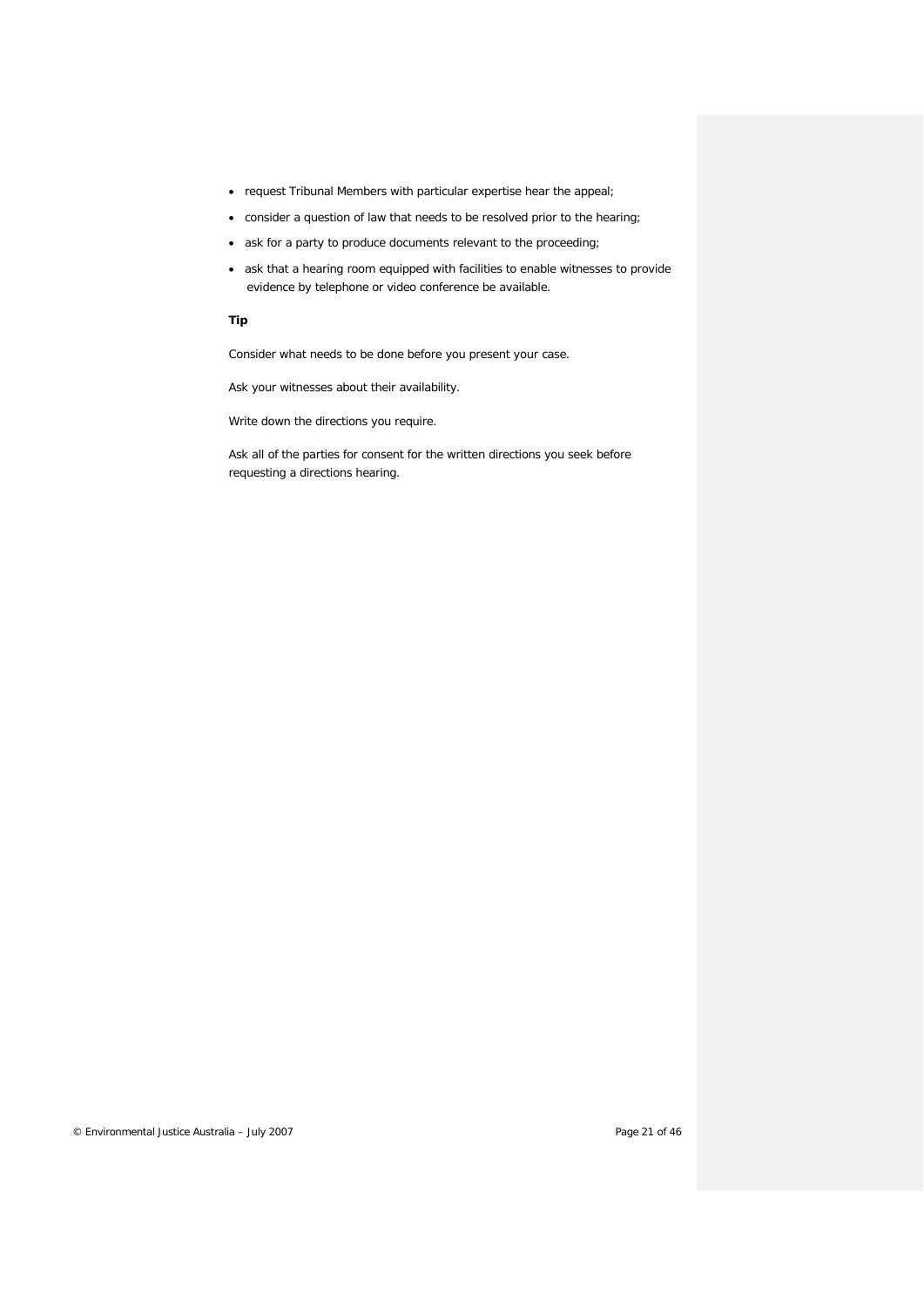- request Tribunal Members with particular expertise hear the appeal;
- consider a question of law that needs to be resolved prior to the hearing;
- ask for a party to produce documents relevant to the proceeding;
- ask that a hearing room equipped with facilities to enable witnesses to provide evidence by telephone or video conference be available.

**Tip**

Consider what needs to be done before you present your case.

Ask your witnesses about their availability.

Write down the directions you require.

Ask all of the parties for consent for the written directions you seek before requesting a directions hearing.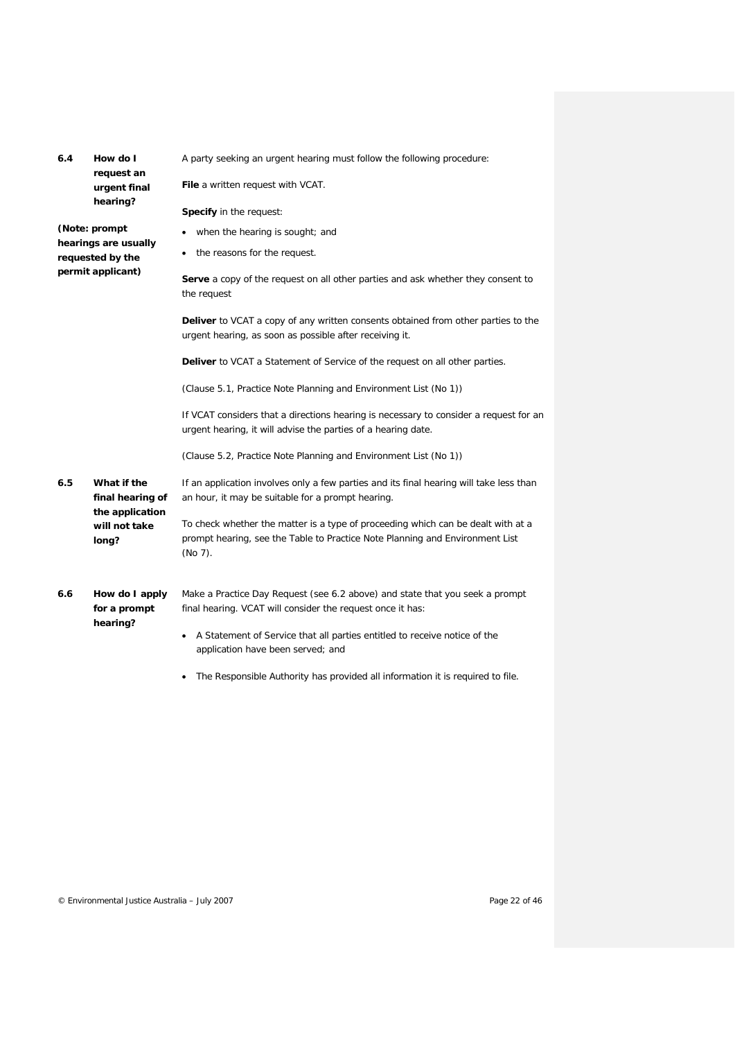### 6.4 How do I request an urgent final hearing?

**(Note: prompt hearings are usually requested by the permit applicant)**

A party seeking an urgent hearing must follow the following procedure:

**File** a written request with VCAT.

**Specify** in the request:

- when the hearing is sought; and
- the reasons for the request.

**Serve** a copy of the request on all other parties and ask whether they consent to the request

**Deliver** to VCAT a copy of any written consents obtained from other parties to the urgent hearing, as soon as possible after receiving it.

**Deliver** to VCAT a Statement of Service of the request on all other parties.

(Clause 5.1, Practice Note Planning and Environment List (No 1))

If VCAT considers that a directions hearing is necessary to consider a request for an urgent hearing, it will advise the parties of a hearing date.

(Clause 5.2, Practice Note Planning and Environment List (No 1))

### 6.5 What if the final hearing of the application will not take long?

If an application involves only a few parties and its final hearing will take less than an hour, it may be suitable for a prompt hearing.

To check whether the matter is a type of proceeding which can be dealt with at a prompt hearing, see the Table to Practice Note Planning and Environment List (No 7).

### 6.6 How do I apply for a prompt hearing?

Make a Practice Day Request (see 6.2 above) and state that you seek a prompt final hearing. VCAT will consider the request once it has:

- A Statement of Service that all parties entitled to receive notice of the application have been served; and
- The Responsible Authority has provided all information it is required to file.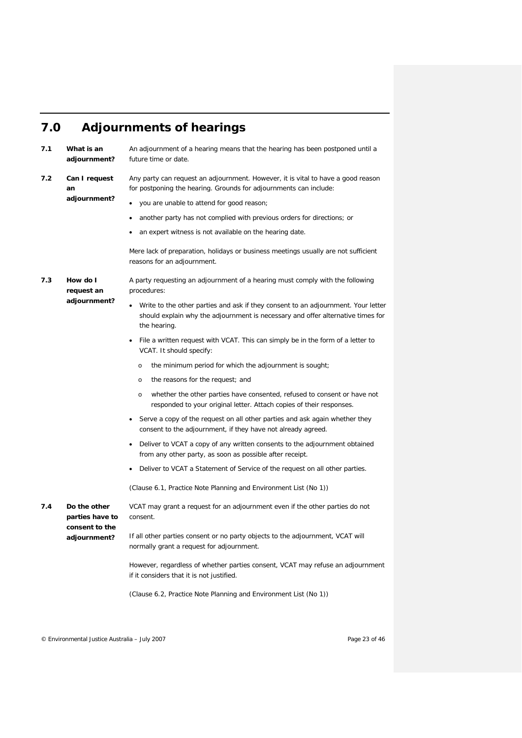# 7.0 Adjournments of hearings

**7.1 What is an adjournment?**

An adjournment of a hearing means that the hearing has been postponed until a future time or date.

**7.2 Can I request an adjournment?**

Any party can request an adjournment. However, it is vital to have a good reason for postponing the hearing. Grounds for adjournments can include:

- you are unable to attend for good reason;
- another party has not complied with previous orders for directions; or
- an expert witness is not available on the hearing date.

Mere lack of preparation, holidays or business meetings usually are not sufficient reasons for an adjournment.

**7.3 How do I request an adjournment?**

A party requesting an adjournment of a hearing must comply with the following procedures:

- Write to the other parties and ask if they consent to an adjournment. Your letter should explain why the adjournment is necessary and offer alternative times for the hearing.
- File a written request with VCAT. This can simply be in the form of a letter to VCAT. It should specify:
  - the minimum period for which the adjournment is sought;
  - the reasons for the request; and
  - whether the other parties have consented, refused to consent or have not responded to your original letter. Attach copies of their responses.
- Serve a copy of the request on all other parties and ask again whether they consent to the adjournment, if they have not already agreed.
- Deliver to VCAT a copy of any written consents to the adjournment obtained from any other party, as soon as possible after receipt.
- Deliver to VCAT a Statement of Service of the request on all other parties.

(Clause 6.1, Practice Note Planning and Environment List (No 1))

**7.4 Do the other parties have to consent to the adjournment?**

VCAT may grant a request for an adjournment even if the other parties do not consent.

If all other parties consent or no party objects to the adjournment, VCAT will normally grant a request for adjournment.

However, regardless of whether parties consent, VCAT may refuse an adjournment if it considers that it is not justified.

(Clause 6.2, Practice Note Planning and Environment List (No 1))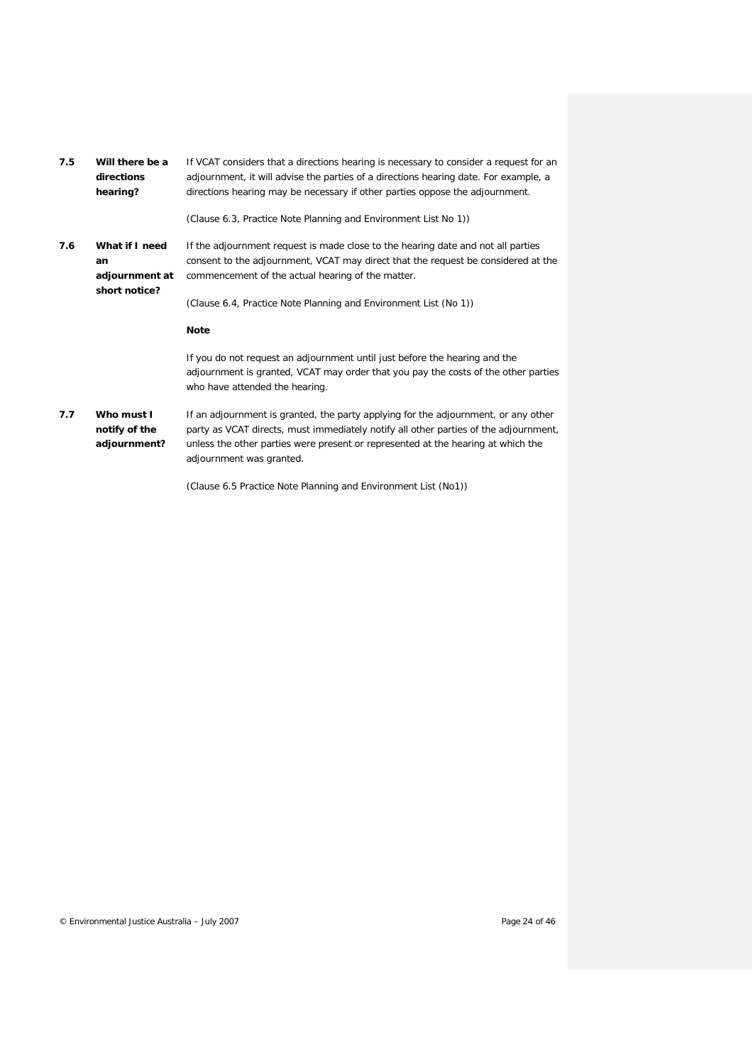### 7.5 Will there be a directions hearing?

If VCAT considers that a directions hearing is necessary to consider a request for an adjournment, it will advise the parties of a directions hearing date. For example, a directions hearing may be necessary if other parties oppose the adjournment.

(Clause 6.3, Practice Note Planning and Environment List No 1))

### 7.6 What if I need an adjournment at short notice?

If the adjournment request is made close to the hearing date and not all parties consent to the adjournment, VCAT may direct that the request be considered at the commencement of the actual hearing of the matter.

(Clause 6.4, Practice Note Planning and Environment List (No 1))

**Note**

If you do not request an adjournment until just before the hearing and the adjournment is granted, VCAT may order that you pay the costs of the other parties who have attended the hearing.

### 7.7 Who must I notify of the adjournment?

If an adjournment is granted, the party applying for the adjournment, or any other party as VCAT directs, must immediately notify all other parties of the adjournment, unless the other parties were present or represented at the hearing at which the adjournment was granted.

(Clause 6.5 Practice Note Planning and Environment List (No1))

© Environmental Justice Australia – July 2007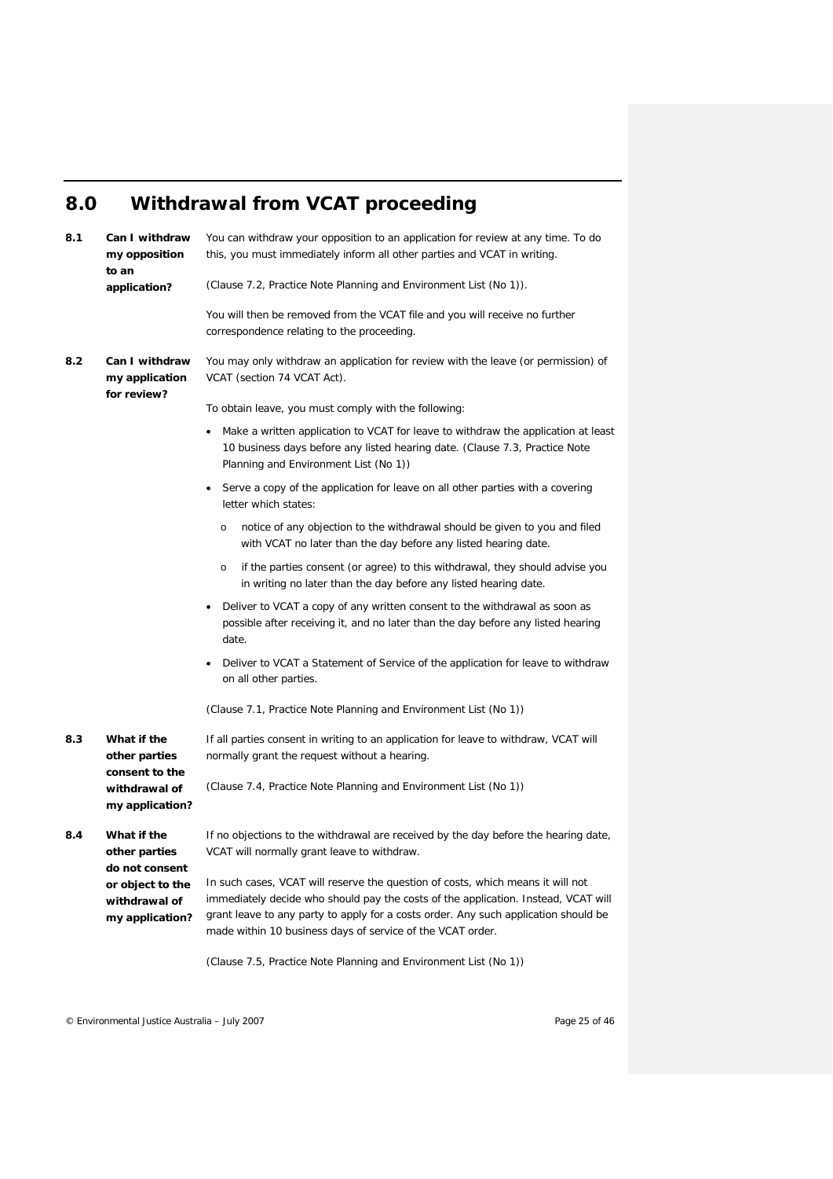# 8.0 Withdrawal from VCAT proceeding

**8.1 Can I withdraw my opposition to an application?**

You can withdraw your opposition to an application for review at any time. To do this, you must immediately inform all other parties and VCAT in writing.

(Clause 7.2, Practice Note Planning and Environment List (No 1)).

You will then be removed from the VCAT file and you will receive no further correspondence relating to the proceeding.

**8.2 Can I withdraw my application for review?**

You may only withdraw an application for review with the leave (or permission) of VCAT (section 74 VCAT Act).

To obtain leave, you must comply with the following:

- Make a written application to VCAT for leave to withdraw the application at least 10 business days before any listed hearing date. (Clause 7.3, Practice Note Planning and Environment List (No 1))
- Serve a copy of the application for leave on all other parties with a covering letter which states:
  - notice of any objection to the withdrawal should be given to you and filed with VCAT no later than the day before any listed hearing date.
  - if the parties consent (or agree) to this withdrawal, they should advise you in writing no later than the day before any listed hearing date.
- Deliver to VCAT a copy of any written consent to the withdrawal as soon as possible after receiving it, and no later than the day before any listed hearing date.
- Deliver to VCAT a Statement of Service of the application for leave to withdraw on all other parties.

(Clause 7.1, Practice Note Planning and Environment List (No 1))

**8.3 What if the other parties consent to the withdrawal of my application?**

If all parties consent in writing to an application for leave to withdraw, VCAT will normally grant the request without a hearing.

(Clause 7.4, Practice Note Planning and Environment List (No 1))

**8.4 What if the other parties do not consent or object to the withdrawal of my application?**

If no objections to the withdrawal are received by the day before the hearing date, VCAT will normally grant leave to withdraw.

In such cases, VCAT will reserve the question of costs, which means it will not immediately decide who should pay the costs of the application. Instead, VCAT will grant leave to any party to apply for a costs order. Any such application should be made within 10 business days of service of the VCAT order.

(Clause 7.5, Practice Note Planning and Environment List (No 1))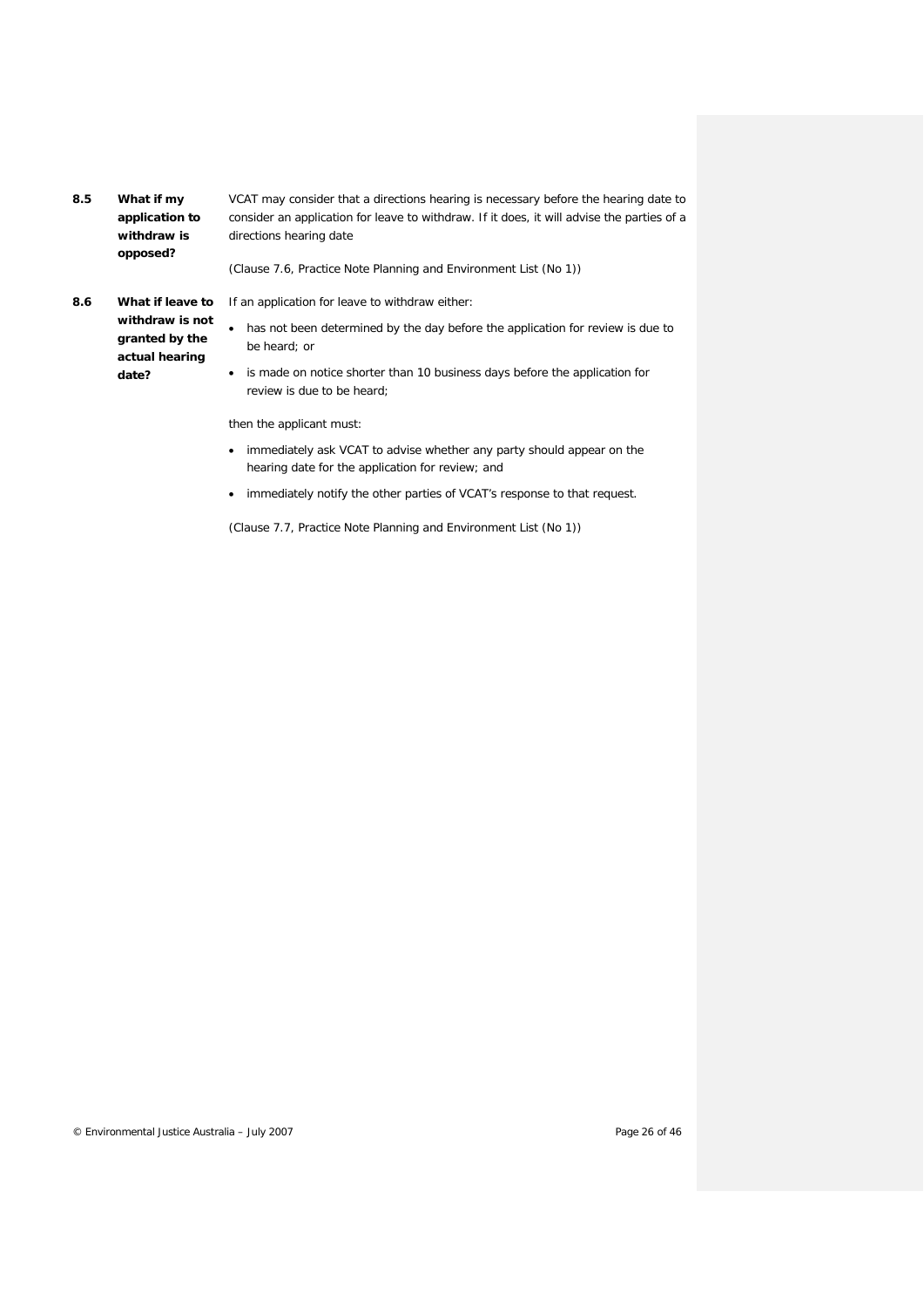**8.5 What if my application to withdraw is opposed?**

VCAT may consider that a directions hearing is necessary before the hearing date to consider an application for leave to withdraw. If it does, it will advise the parties of a directions hearing date

(Clause 7.6, Practice Note Planning and Environment List (No 1))

**8.6 What if leave to withdraw is not granted by the actual hearing date?**

If an application for leave to withdraw either:

- has not been determined by the day before the application for review is due to be heard; or
- is made on notice shorter than 10 business days before the application for review is due to be heard;

then the applicant must:

- immediately ask VCAT to advise whether any party should appear on the hearing date for the application for review; and
- immediately notify the other parties of VCAT's response to that request.

(Clause 7.7, Practice Note Planning and Environment List (No 1))

© Environmental Justice Australia – July 2007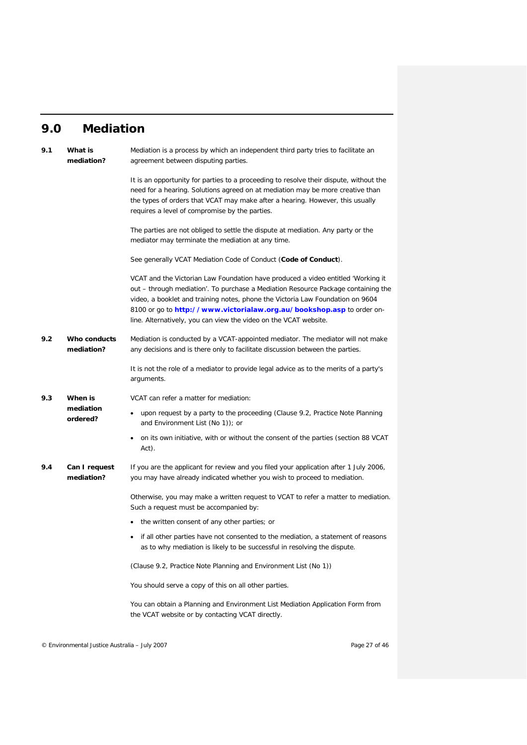## 9.0 Mediation

**9.1 What is mediation?**

Mediation is a process by which an independent third party tries to facilitate an agreement between disputing parties.

It is an opportunity for parties to a proceeding to resolve their dispute, without the need for a hearing. Solutions agreed on at mediation may be more creative than the types of orders that VCAT may make after a hearing. However, this usually requires a level of compromise by the parties.

The parties are not obliged to settle the dispute at mediation. Any party or the mediator may terminate the mediation at any time.

See generally VCAT Mediation Code of Conduct (**Code of Conduct**).

VCAT and the Victorian Law Foundation have produced a video entitled 'Working it out – through mediation'. To purchase a Mediation Resource Package containing the video, a booklet and training notes, phone the Victoria Law Foundation on 9604 8100 or go to **http://www.victorialaw.org.au/bookshop.asp** to order on-line. Alternatively, you can view the video on the VCAT website.

**9.2 Who conducts mediation?**

Mediation is conducted by a VCAT-appointed mediator. The mediator will not make any decisions and is there only to facilitate discussion between the parties.

It is not the role of a mediator to provide legal advice as to the merits of a party's arguments.

**9.3 When is mediation ordered?**

VCAT can refer a matter for mediation:

- upon request by a party to the proceeding (Clause 9.2, Practice Note Planning and Environment List (No 1)); or
- on its own initiative, with or without the consent of the parties (section 88 VCAT Act).

**9.4 Can I request mediation?**

If you are the applicant for review and you filed your application after 1 July 2006, you may have already indicated whether you wish to proceed to mediation.

Otherwise, you may make a written request to VCAT to refer a matter to mediation. Such a request must be accompanied by:

- the written consent of any other parties; or
- if all other parties have not consented to the mediation, a statement of reasons as to why mediation is likely to be successful in resolving the dispute.

(Clause 9.2, Practice Note Planning and Environment List (No 1))

You should serve a copy of this on all other parties.

You can obtain a Planning and Environment List Mediation Application Form from the VCAT website or by contacting VCAT directly.

© Environmental Justice Australia – July 2007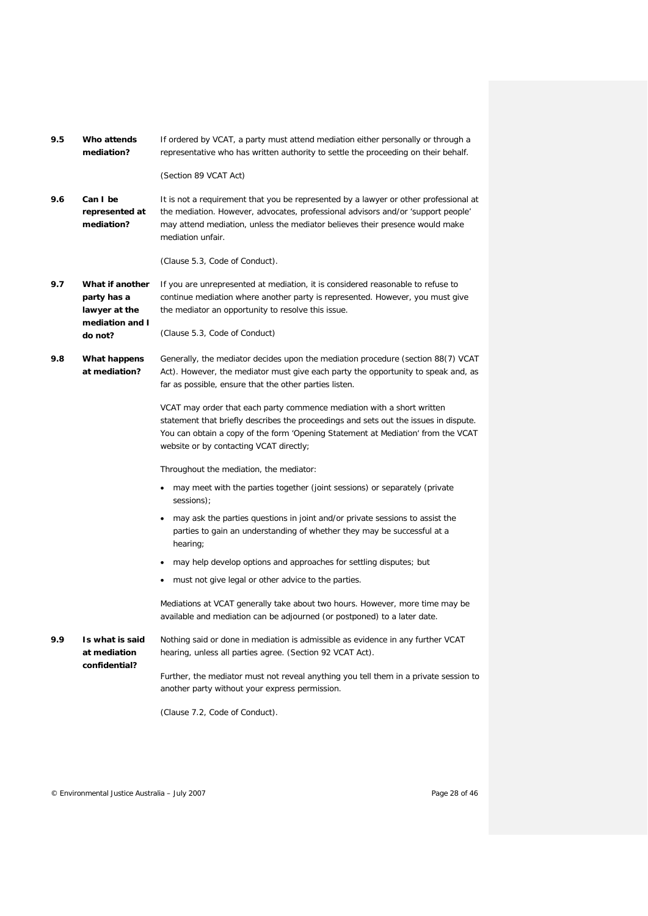**9.5 Who attends mediation?**

If ordered by VCAT, a party must attend mediation either personally or through a representative who has written authority to settle the proceeding on their behalf.

(Section 89 VCAT Act)

**9.6 Can I be represented at mediation?**

It is not a requirement that you be represented by a lawyer or other professional at the mediation. However, advocates, professional advisors and/or 'support people' may attend mediation, unless the mediator believes their presence would make mediation unfair.

(Clause 5.3, Code of Conduct).

**9.7 What if another party has a lawyer at the mediation and I do not?**

If you are unrepresented at mediation, it is considered reasonable to refuse to continue mediation where another party is represented. However, you must give the mediator an opportunity to resolve this issue.

(Clause 5.3, Code of Conduct)

**9.8 What happens at mediation?**

Generally, the mediator decides upon the mediation procedure (section 88(7) VCAT Act). However, the mediator must give each party the opportunity to speak and, as far as possible, ensure that the other parties listen.

VCAT may order that each party commence mediation with a short written statement that briefly describes the proceedings and sets out the issues in dispute. You can obtain a copy of the form 'Opening Statement at Mediation' from the VCAT website or by contacting VCAT directly;

Throughout the mediation, the mediator:

- may meet with the parties together (joint sessions) or separately (private sessions);
- may ask the parties questions in joint and/or private sessions to assist the parties to gain an understanding of whether they may be successful at a hearing;
- may help develop options and approaches for settling disputes; but
- must not give legal or other advice to the parties.

Mediations at VCAT generally take about two hours. However, more time may be available and mediation can be adjourned (or postponed) to a later date.

**9.9 Is what is said at mediation confidential?**

Nothing said or done in mediation is admissible as evidence in any further VCAT hearing, unless all parties agree. (Section 92 VCAT Act).

Further, the mediator must not reveal anything you tell them in a private session to another party without your express permission.

(Clause 7.2, Code of Conduct).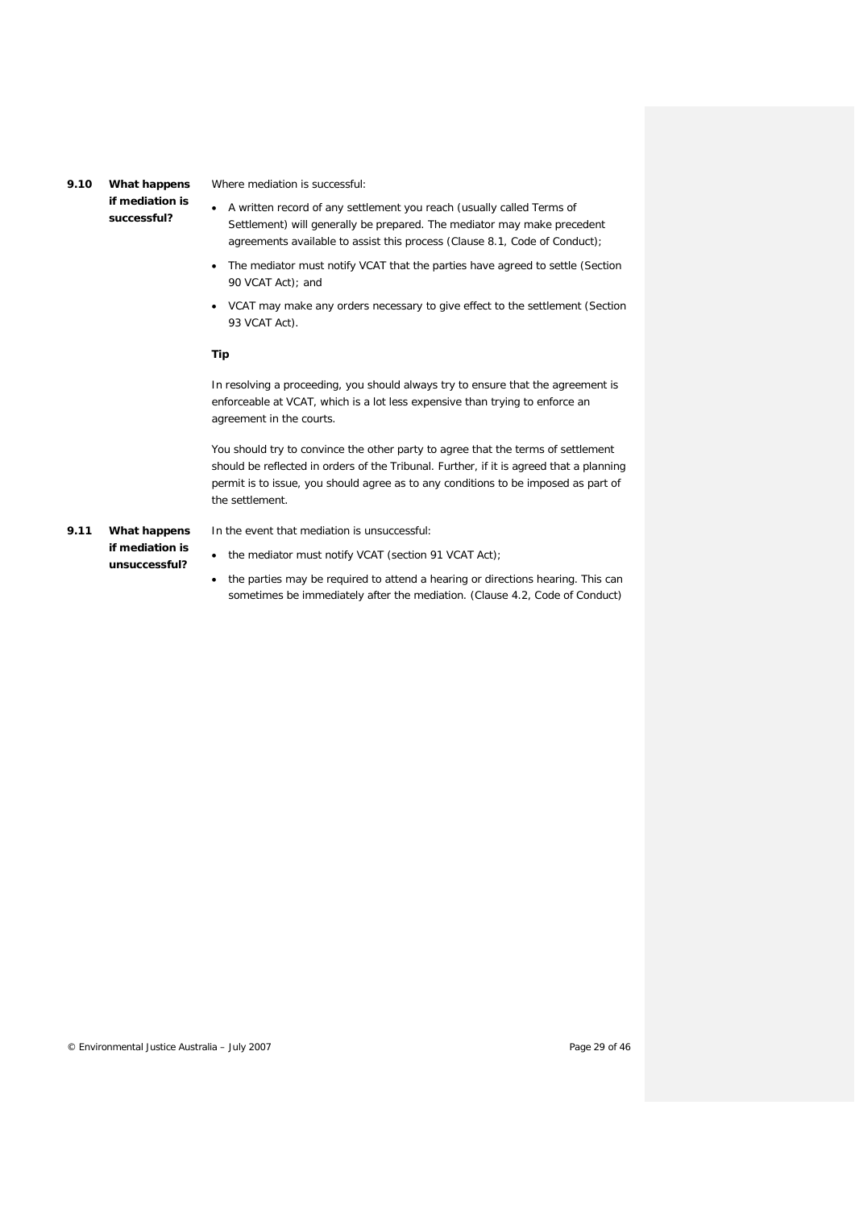### 9.10 What happens if mediation is successful?

Where mediation is successful:

- A written record of any settlement you reach (usually called Terms of Settlement) will generally be prepared. The mediator may make precedent agreements available to assist this process (Clause 8.1, Code of Conduct);
- The mediator must notify VCAT that the parties have agreed to settle (Section 90 VCAT Act); and
- VCAT may make any orders necessary to give effect to the settlement (Section 93 VCAT Act).

**Tip**

In resolving a proceeding, you should always try to ensure that the agreement is enforceable at VCAT, which is a lot less expensive than trying to enforce an agreement in the courts.

You should try to convince the other party to agree that the terms of settlement should be reflected in orders of the Tribunal. Further, if it is agreed that a planning permit is to issue, you should agree as to any conditions to be imposed as part of the settlement.

### 9.11 What happens if mediation is unsuccessful?

In the event that mediation is unsuccessful:

- the mediator must notify VCAT (section 91 VCAT Act);
- the parties may be required to attend a hearing or directions hearing. This can sometimes be immediately after the mediation. (Clause 4.2, Code of Conduct)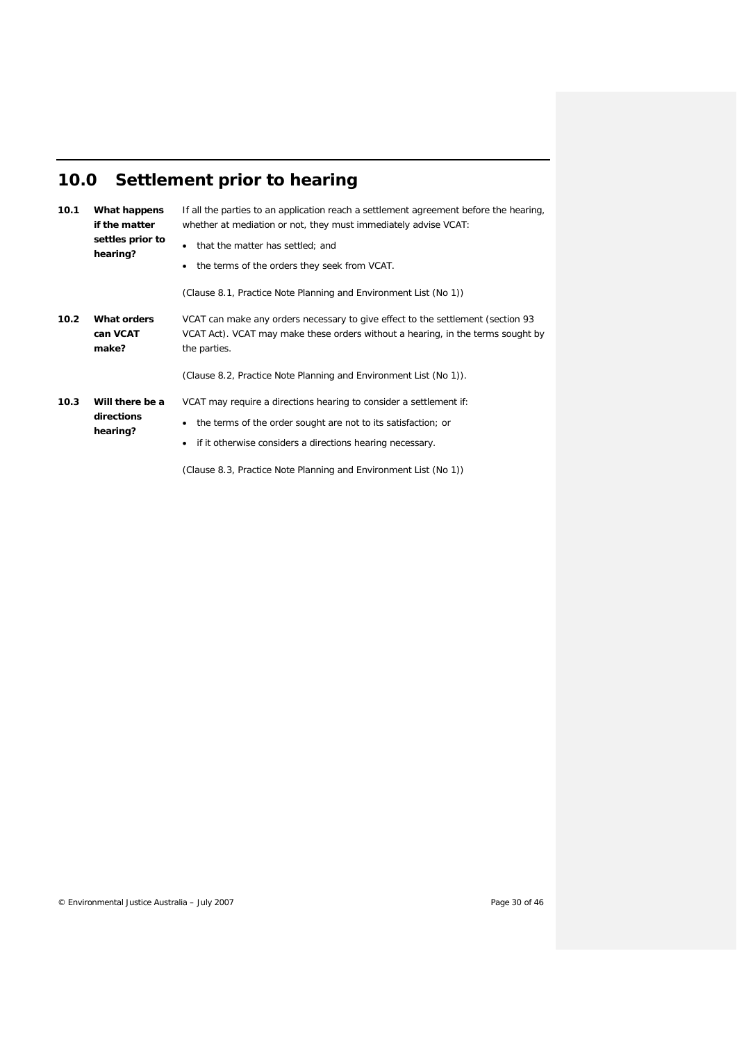## 10.0 Settlement prior to hearing

**10.1 What happens if the matter settles prior to hearing?**

If all the parties to an application reach a settlement agreement before the hearing, whether at mediation or not, they must immediately advise VCAT:

- that the matter has settled; and
- the terms of the orders they seek from VCAT.

(Clause 8.1, Practice Note Planning and Environment List (No 1))

**10.2 What orders can VCAT make?**

VCAT can make any orders necessary to give effect to the settlement (section 93 VCAT Act). VCAT may make these orders without a hearing, in the terms sought by the parties.

(Clause 8.2, Practice Note Planning and Environment List (No 1)).

**10.3 Will there be a directions hearing?**

VCAT may require a directions hearing to consider a settlement if:

- the terms of the order sought are not to its satisfaction; or
- if it otherwise considers a directions hearing necessary.

(Clause 8.3, Practice Note Planning and Environment List (No 1))

© Environmental Justice Australia – July 2007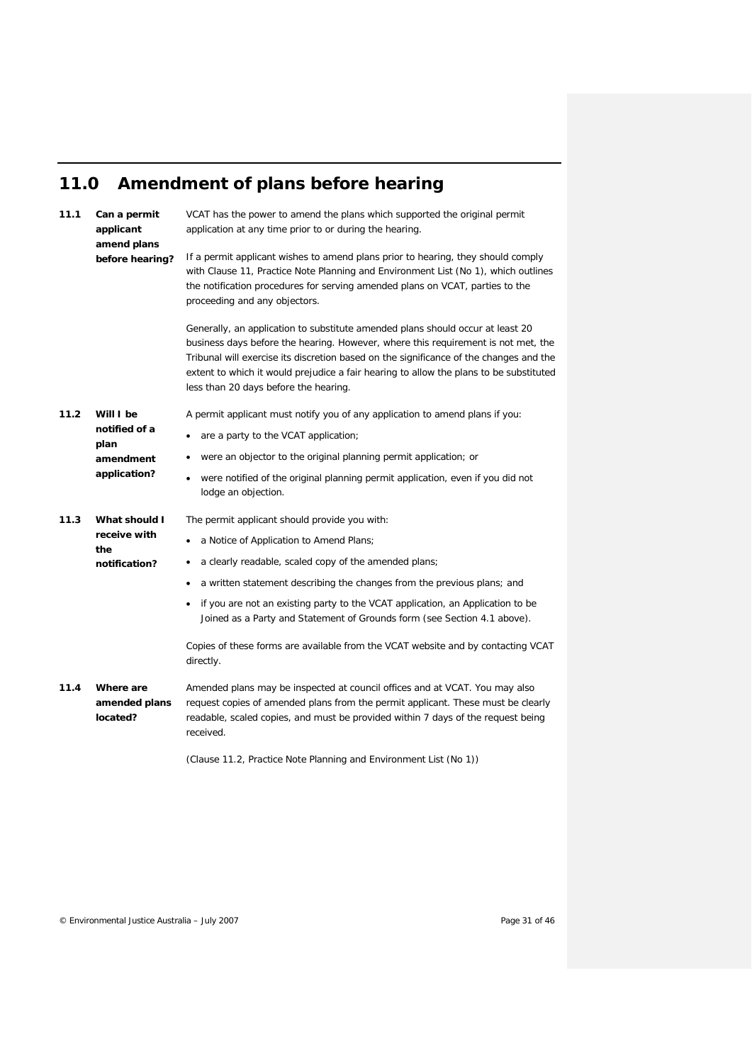# 11.0 Amendment of plans before hearing

### 11.1 Can a permit applicant amend plans before hearing?

VCAT has the power to amend the plans which supported the original permit application at any time prior to or during the hearing.

If a permit applicant wishes to amend plans prior to hearing, they should comply with Clause 11, Practice Note Planning and Environment List (No 1), which outlines the notification procedures for serving amended plans on VCAT, parties to the proceeding and any objectors.

Generally, an application to substitute amended plans should occur at least 20 business days before the hearing. However, where this requirement is not met, the Tribunal will exercise its discretion based on the significance of the changes and the extent to which it would prejudice a fair hearing to allow the plans to be substituted less than 20 days before the hearing.

### 11.2 Will I be notified of a plan amendment application?

A permit applicant must notify you of any application to amend plans if you:

- are a party to the VCAT application;
- were an objector to the original planning permit application; or
- were notified of the original planning permit application, even if you did not lodge an objection.

### 11.3 What should I receive with the notification?

The permit applicant should provide you with:

- a Notice of Application to Amend Plans;
- a clearly readable, scaled copy of the amended plans;
- a written statement describing the changes from the previous plans; and
- if you are not an existing party to the VCAT application, an Application to be Joined as a Party and Statement of Grounds form (see Section 4.1 above).

Copies of these forms are available from the VCAT website and by contacting VCAT directly.

### 11.4 Where are amended plans located?

Amended plans may be inspected at council offices and at VCAT. You may also request copies of amended plans from the permit applicant. These must be clearly readable, scaled copies, and must be provided within 7 days of the request being received.

(Clause 11.2, Practice Note Planning and Environment List (No 1))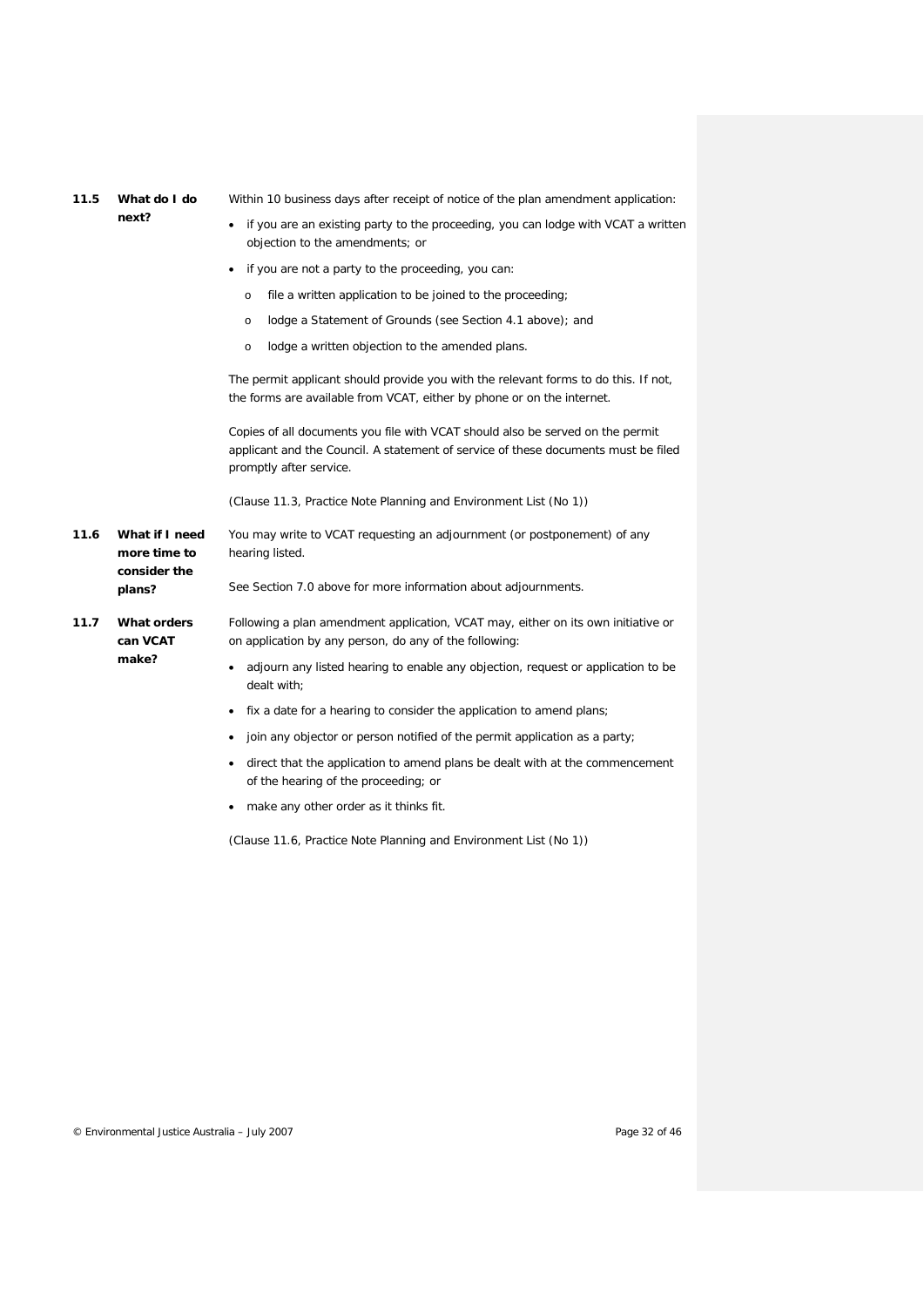### 11.5 What do I do next?

Within 10 business days after receipt of notice of the plan amendment application:

- if you are an existing party to the proceeding, you can lodge with VCAT a written objection to the amendments; or
- if you are not a party to the proceeding, you can:
  - file a written application to be joined to the proceeding;
  - lodge a Statement of Grounds (see Section 4.1 above); and
  - lodge a written objection to the amended plans.

The permit applicant should provide you with the relevant forms to do this. If not, the forms are available from VCAT, either by phone or on the internet.

Copies of all documents you file with VCAT should also be served on the permit applicant and the Council. A statement of service of these documents must be filed promptly after service.

(Clause 11.3, Practice Note Planning and Environment List (No 1))

### 11.6 What if I need more time to consider the plans?

You may write to VCAT requesting an adjournment (or postponement) of any hearing listed.

See Section 7.0 above for more information about adjournments.

### 11.7 What orders can VCAT make?

Following a plan amendment application, VCAT may, either on its own initiative or on application by any person, do any of the following:

- adjourn any listed hearing to enable any objection, request or application to be dealt with;
- fix a date for a hearing to consider the application to amend plans;
- join any objector or person notified of the permit application as a party;
- direct that the application to amend plans be dealt with at the commencement of the hearing of the proceeding; or
- make any other order as it thinks fit.

(Clause 11.6, Practice Note Planning and Environment List (No 1))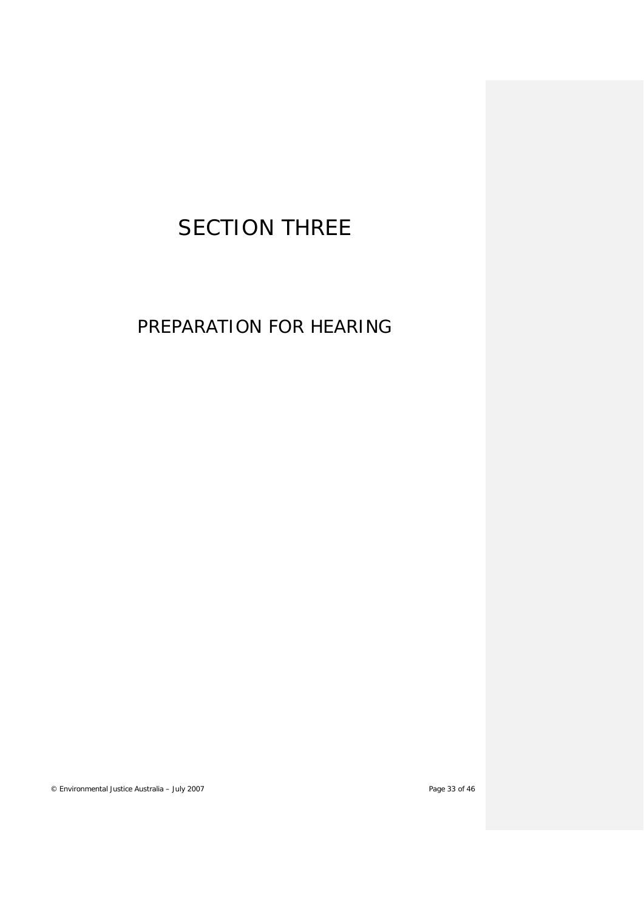# SECTION THREE

## PREPARATION FOR HEARING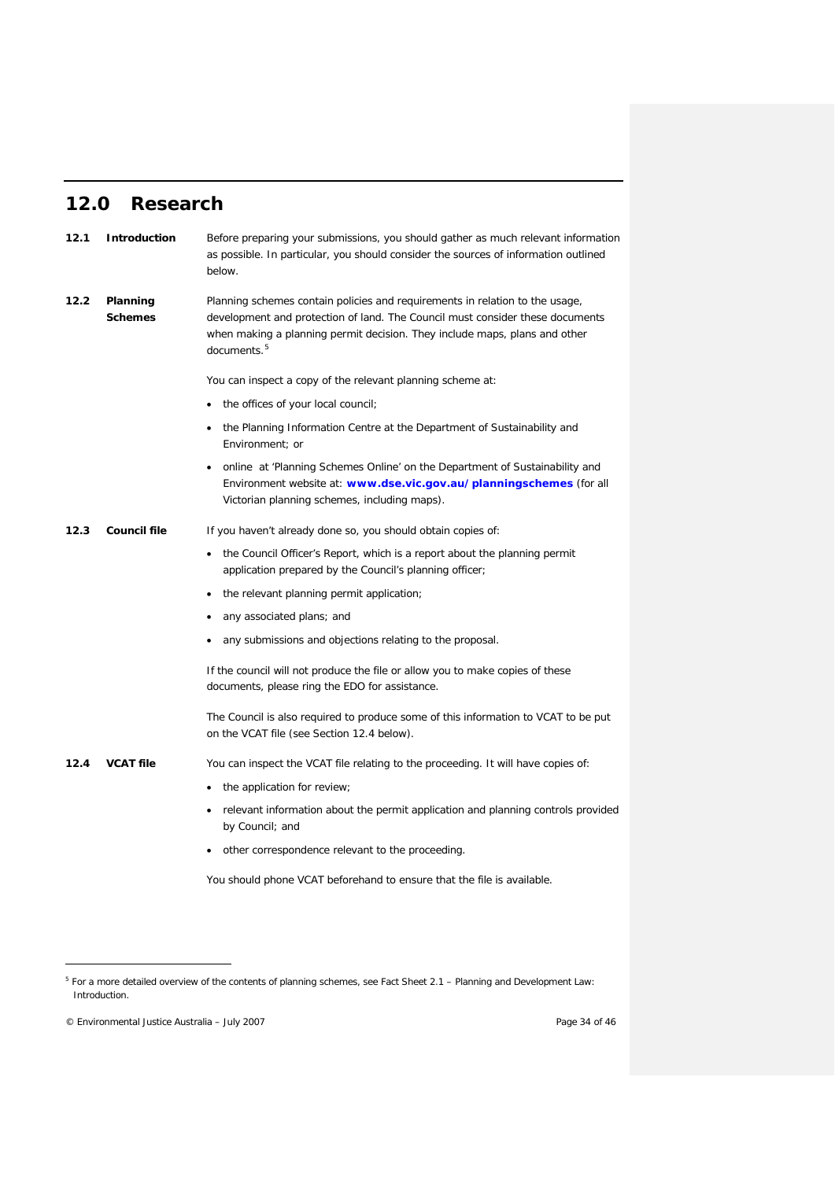# 12.0 Research

**12.1 Introduction**

Before preparing your submissions, you should gather as much relevant information as possible. In particular, you should consider the sources of information outlined below.

**12.2 Planning Schemes**

Planning schemes contain policies and requirements in relation to the usage, development and protection of land. The Council must consider these documents when making a planning permit decision. They include maps, plans and other documents.[5]

You can inspect a copy of the relevant planning scheme at:

- the offices of your local council;
- the Planning Information Centre at the Department of Sustainability and Environment; or
- online at 'Planning Schemes Online' on the Department of Sustainability and Environment website at: **www.dse.vic.gov.au/planningschemes** (for all Victorian planning schemes, including maps).

**12.3 Council file**

If you haven't already done so, you should obtain copies of:

- the Council Officer's Report, which is a report about the planning permit application prepared by the Council's planning officer;
- the relevant planning permit application;
- any associated plans; and
- any submissions and objections relating to the proposal.

If the council will not produce the file or allow you to make copies of these documents, please ring the EDO for assistance.

The Council is also required to produce some of this information to VCAT to be put on the VCAT file (see Section 12.4 below).

**12.4 VCAT file**

You can inspect the VCAT file relating to the proceeding. It will have copies of:

- the application for review;
- relevant information about the permit application and planning controls provided by Council; and
- other correspondence relevant to the proceeding.

You should phone VCAT beforehand to ensure that the file is available.

---

[5] For a more detailed overview of the contents of planning schemes, see Fact Sheet 2.1 – Planning and Development Law: Introduction.

© Environmental Justice Australia – July 2007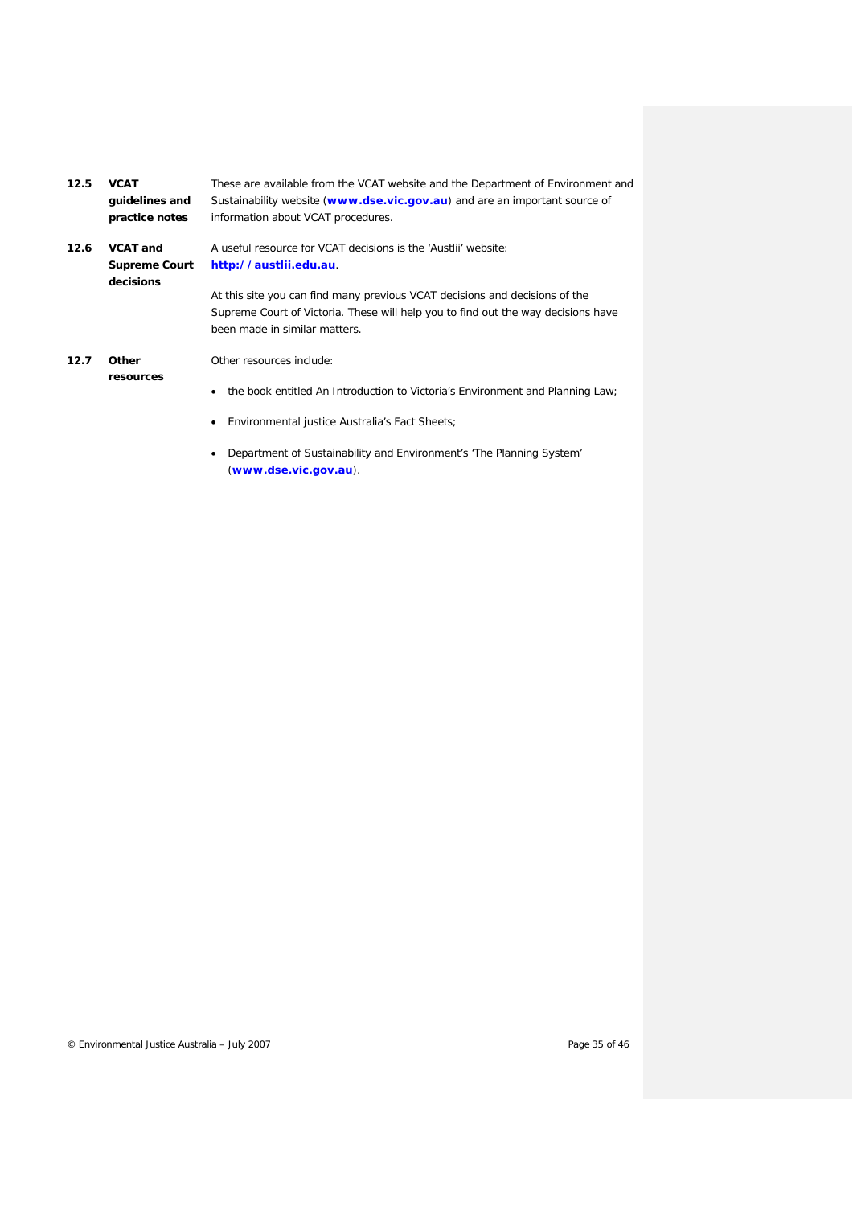**12.5 VCAT guidelines and practice notes**

These are available from the VCAT website and the Department of Environment and Sustainability website (**www.dse.vic.gov.au**) and are an important source of information about VCAT procedures.

**12.6 VCAT and Supreme Court decisions**

A useful resource for VCAT decisions is the 'Austlii' website: **http://austlii.edu.au**.

At this site you can find many previous VCAT decisions and decisions of the Supreme Court of Victoria. These will help you to find out the way decisions have been made in similar matters.

**12.7 Other resources**

Other resources include:

- the book entitled An Introduction to Victoria's Environment and Planning Law;
- Environmental justice Australia's Fact Sheets;
- Department of Sustainability and Environment's 'The Planning System' (**www.dse.vic.gov.au**).

© Environmental Justice Australia – July 2007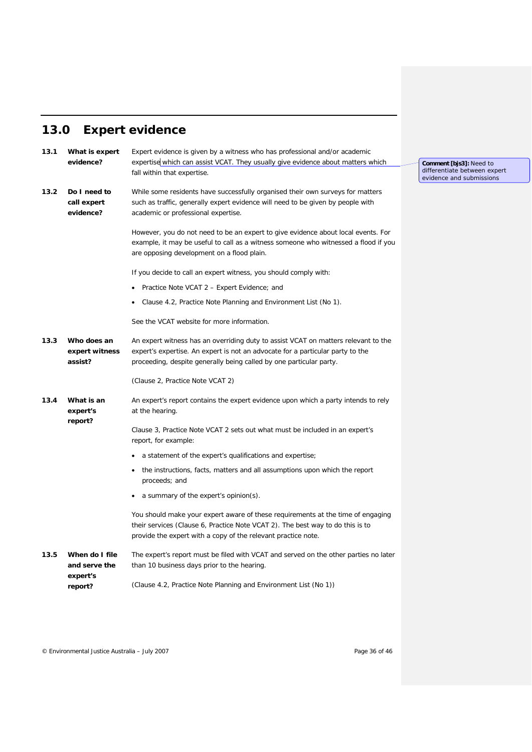# 13.0 Expert evidence

**13.1 What is expert evidence?**

Expert evidence is given by a witness who has professional and/or academic expertise which can assist VCAT. They usually give evidence about matters which fall within that expertise.

**Comment [bjs3]:** Need to differentiate between expert evidence and submissions

**13.2 Do I need to call expert evidence?**

While some residents have successfully organised their own surveys for matters such as traffic, generally expert evidence will need to be given by people with academic or professional expertise.

However, you do not need to be an expert to give evidence about local events. For example, it may be useful to call as a witness someone who witnessed a flood if you are opposing development on a flood plain.

If you decide to call an expert witness, you should comply with:

- Practice Note VCAT 2 – Expert Evidence; and
- Clause 4.2, Practice Note Planning and Environment List (No 1).

See the VCAT website for more information.

**13.3 Who does an expert witness assist?**

An expert witness has an overriding duty to assist VCAT on matters relevant to the expert's expertise. An expert is not an advocate for a particular party to the proceeding, despite generally being called by one particular party.

(Clause 2, Practice Note VCAT 2)

**13.4 What is an expert's report?**

An expert's report contains the expert evidence upon which a party intends to rely at the hearing.

Clause 3, Practice Note VCAT 2 sets out what must be included in an expert's report, for example:

- a statement of the expert's qualifications and expertise;
- the instructions, facts, matters and all assumptions upon which the report proceeds; and
- a summary of the expert's opinion(s).

You should make your expert aware of these requirements at the time of engaging their services (Clause 6, Practice Note VCAT 2). The best way to do this is to provide the expert with a copy of the relevant practice note.

**13.5 When do I file and serve the expert's report?**

The expert's report must be filed with VCAT and served on the other parties no later than 10 business days prior to the hearing.

(Clause 4.2, Practice Note Planning and Environment List (No 1))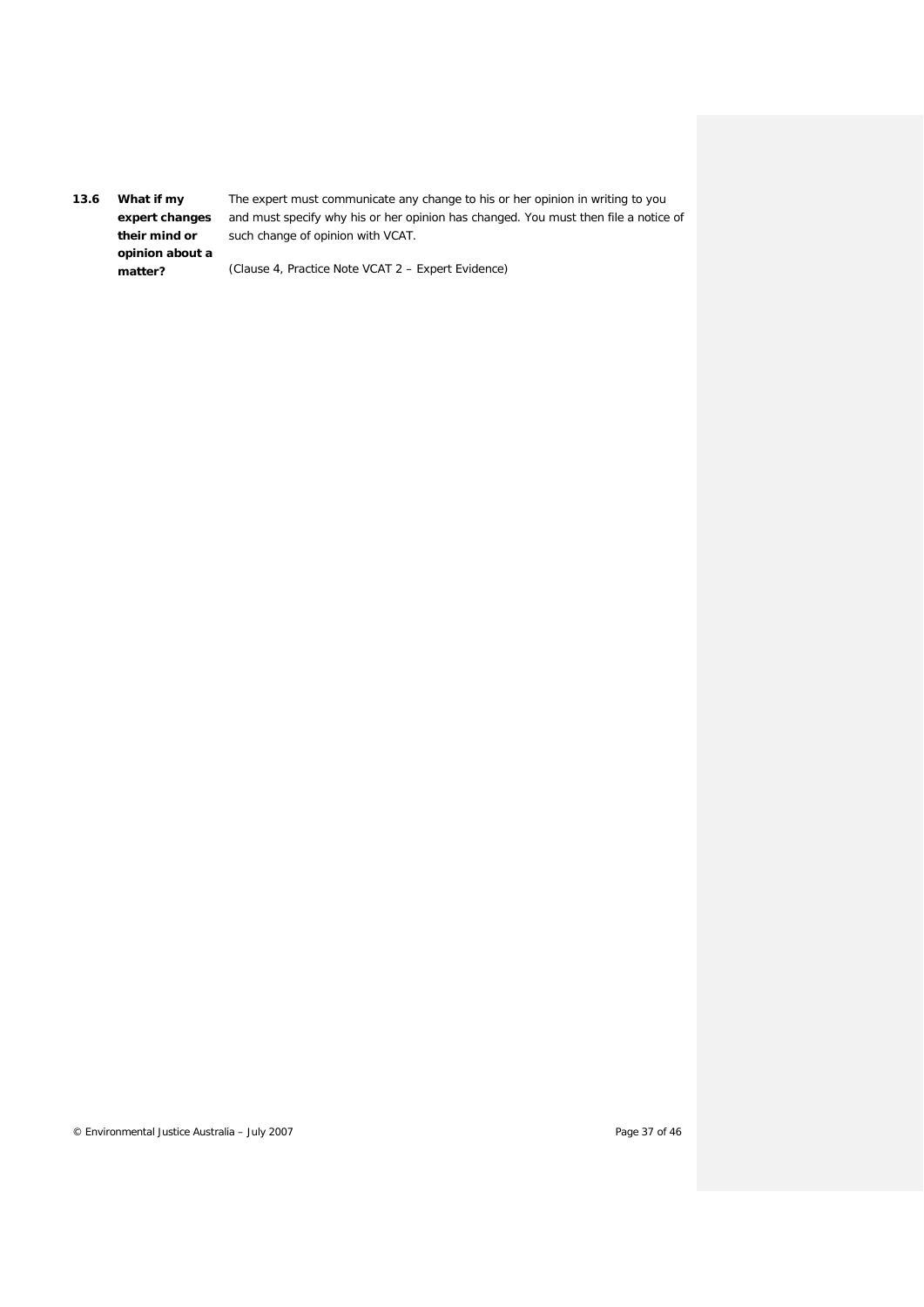**13.6 What if my expert changes their mind or opinion about a matter?**

The expert must communicate any change to his or her opinion in writing to you and must specify why his or her opinion has changed. You must then file a notice of such change of opinion with VCAT.

(Clause 4, Practice Note VCAT 2 – Expert Evidence)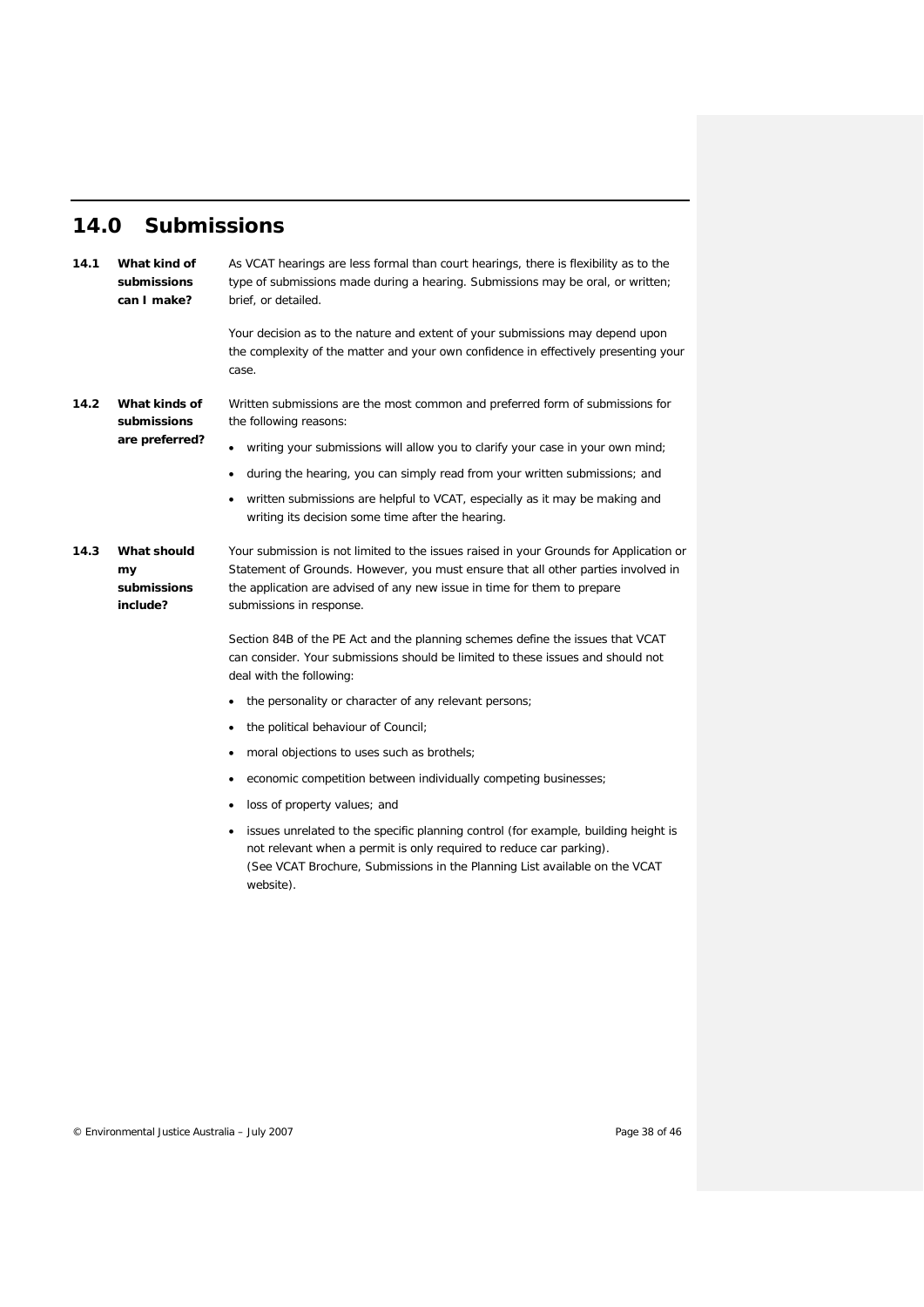## 14.0 Submissions

**14.1 What kind of submissions can I make?**

As VCAT hearings are less formal than court hearings, there is flexibility as to the type of submissions made during a hearing. Submissions may be oral, or written; brief, or detailed.

Your decision as to the nature and extent of your submissions may depend upon the complexity of the matter and your own confidence in effectively presenting your case.

**14.2 What kinds of submissions are preferred?**

Written submissions are the most common and preferred form of submissions for the following reasons:

- writing your submissions will allow you to clarify your case in your own mind;
- during the hearing, you can simply read from your written submissions; and
- written submissions are helpful to VCAT, especially as it may be making and writing its decision some time after the hearing.

**14.3 What should my submissions include?**

Your submission is not limited to the issues raised in your Grounds for Application or Statement of Grounds. However, you must ensure that all other parties involved in the application are advised of any new issue in time for them to prepare submissions in response.

Section 84B of the PE Act and the planning schemes define the issues that VCAT can consider. Your submissions should be limited to these issues and should not deal with the following:

- the personality or character of any relevant persons;
- the political behaviour of Council;
- moral objections to uses such as brothels;
- economic competition between individually competing businesses;
- loss of property values; and
- issues unrelated to the specific planning control (for example, building height is not relevant when a permit is only required to reduce car parking). (See VCAT Brochure, Submissions in the Planning List available on the VCAT website).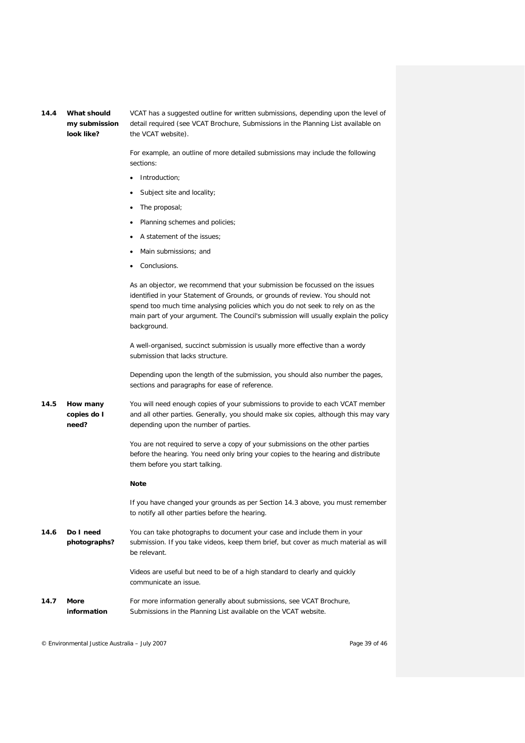### 14.4 What should my submission look like?

VCAT has a suggested outline for written submissions, depending upon the level of detail required (see VCAT Brochure, Submissions in the Planning List available on the VCAT website).

For example, an outline of more detailed submissions may include the following sections:

- Introduction;
- Subject site and locality;
- The proposal;
- Planning schemes and policies;
- A statement of the issues;
- Main submissions; and
- Conclusions.

As an objector, we recommend that your submission be focussed on the issues identified in your Statement of Grounds, or grounds of review. You should not spend too much time analysing policies which you do not seek to rely on as the main part of your argument. The Council's submission will usually explain the policy background.

A well-organised, succinct submission is usually more effective than a wordy submission that lacks structure.

Depending upon the length of the submission, you should also number the pages, sections and paragraphs for ease of reference.

### 14.5 How many copies do I need?

You will need enough copies of your submissions to provide to each VCAT member and all other parties. Generally, you should make six copies, although this may vary depending upon the number of parties.

You are not required to serve a copy of your submissions on the other parties before the hearing. You need only bring your copies to the hearing and distribute them before you start talking.

**Note**

If you have changed your grounds as per Section 14.3 above, you must remember to notify all other parties before the hearing.

### 14.6 Do I need photographs?

You can take photographs to document your case and include them in your submission. If you take videos, keep them brief, but cover as much material as will be relevant.

Videos are useful but need to be of a high standard to clearly and quickly communicate an issue.

### 14.7 More information

For more information generally about submissions, see VCAT Brochure, Submissions in the Planning List available on the VCAT website.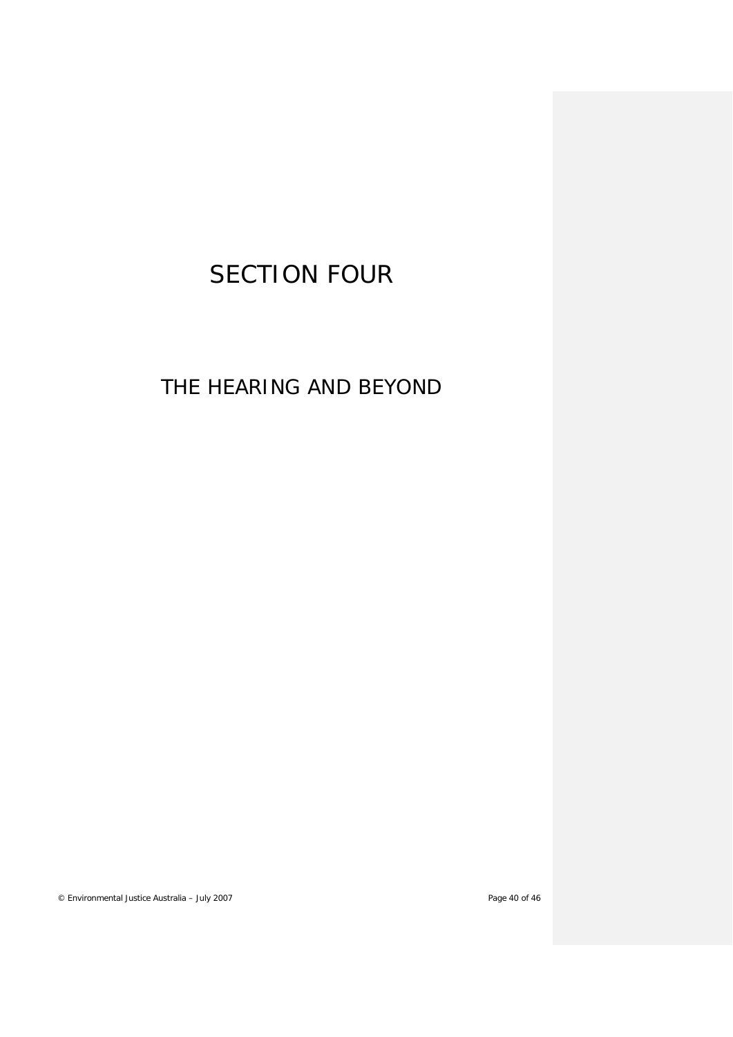# SECTION FOUR

## THE HEARING AND BEYOND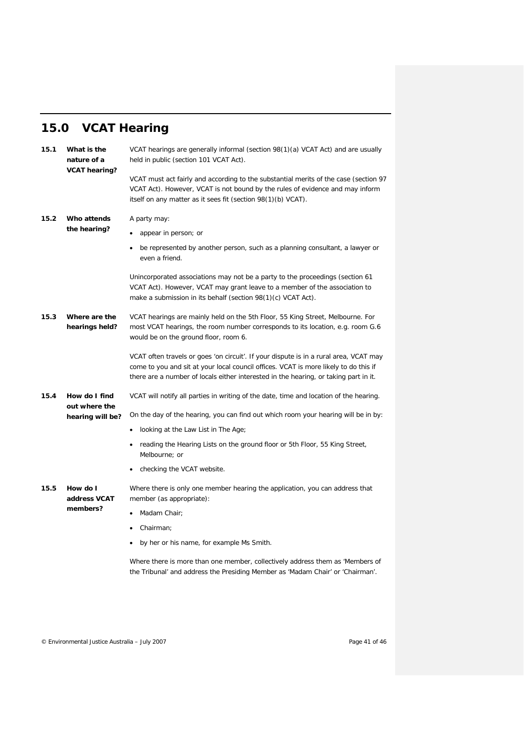## 15.0 VCAT Hearing

**15.1 What is the nature of a VCAT hearing?**

VCAT hearings are generally informal (section 98(1)(a) VCAT Act) and are usually held in public (section 101 VCAT Act).

VCAT must act fairly and according to the substantial merits of the case (section 97 VCAT Act). However, VCAT is not bound by the rules of evidence and may inform itself on any matter as it sees fit (section 98(1)(b) VCAT).

**15.2 Who attends the hearing?**

A party may:

- appear in person; or
- be represented by another person, such as a planning consultant, a lawyer or even a friend.

Unincorporated associations may not be a party to the proceedings (section 61 VCAT Act). However, VCAT may grant leave to a member of the association to make a submission in its behalf (section 98(1)(c) VCAT Act).

**15.3 Where are the hearings held?**

VCAT hearings are mainly held on the 5th Floor, 55 King Street, Melbourne. For most VCAT hearings, the room number corresponds to its location, e.g. room G.6 would be on the ground floor, room 6.

VCAT often travels or goes 'on circuit'. If your dispute is in a rural area, VCAT may come to you and sit at your local council offices. VCAT is more likely to do this if there are a number of locals either interested in the hearing, or taking part in it.

**15.4 How do I find out where the hearing will be?**

VCAT will notify all parties in writing of the date, time and location of the hearing.

On the day of the hearing, you can find out which room your hearing will be in by:

- looking at the Law List in The Age;
- reading the Hearing Lists on the ground floor or 5th Floor, 55 King Street, Melbourne; or
- checking the VCAT website.

**15.5 How do I address VCAT members?**

Where there is only one member hearing the application, you can address that member (as appropriate):

- Madam Chair;
- Chairman;
- by her or his name, for example Ms Smith.

Where there is more than one member, collectively address them as 'Members of the Tribunal' and address the Presiding Member as 'Madam Chair' or 'Chairman'.

© Environmental Justice Australia – July 2007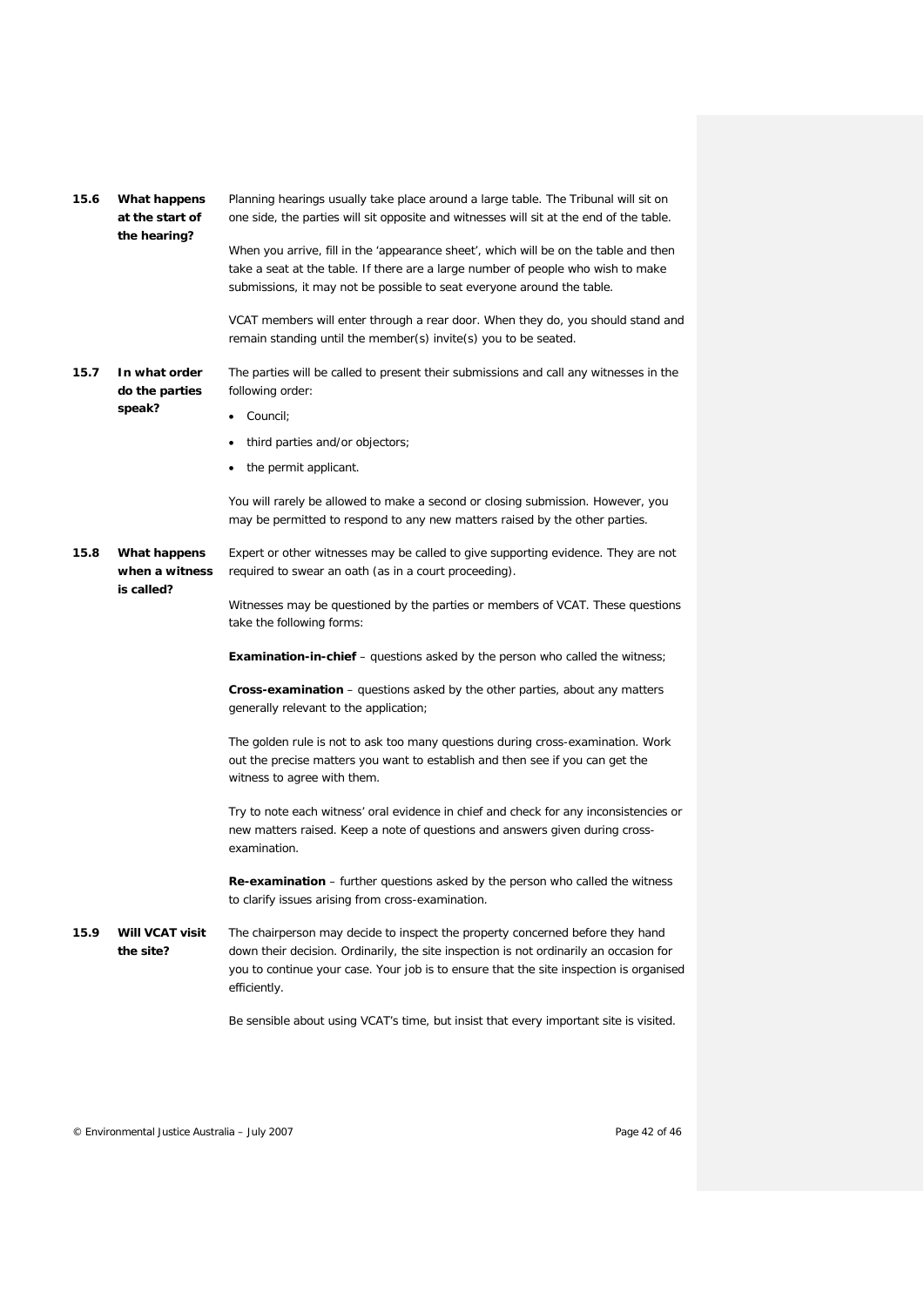### 15.6 What happens at the start of the hearing?

Planning hearings usually take place around a large table. The Tribunal will sit on one side, the parties will sit opposite and witnesses will sit at the end of the table.

When you arrive, fill in the 'appearance sheet', which will be on the table and then take a seat at the table. If there are a large number of people who wish to make submissions, it may not be possible to seat everyone around the table.

VCAT members will enter through a rear door. When they do, you should stand and remain standing until the member(s) invite(s) you to be seated.

### 15.7 In what order do the parties speak?

The parties will be called to present their submissions and call any witnesses in the following order:

- Council;
- third parties and/or objectors;
- the permit applicant.

You will rarely be allowed to make a second or closing submission. However, you may be permitted to respond to any new matters raised by the other parties.

### 15.8 What happens when a witness is called?

Expert or other witnesses may be called to give supporting evidence. They are not required to swear an oath (as in a court proceeding).

Witnesses may be questioned by the parties or members of VCAT. These questions take the following forms:

**Examination-in-chief** – questions asked by the person who called the witness;

**Cross-examination** – questions asked by the other parties, about any matters generally relevant to the application;

The golden rule is not to ask too many questions during cross-examination. Work out the precise matters you want to establish and then see if you can get the witness to agree with them.

Try to note each witness' oral evidence in chief and check for any inconsistencies or new matters raised. Keep a note of questions and answers given during cross-examination.

**Re-examination** – further questions asked by the person who called the witness to clarify issues arising from cross-examination.

### 15.9 Will VCAT visit the site?

The chairperson may decide to inspect the property concerned before they hand down their decision. Ordinarily, the site inspection is not ordinarily an occasion for you to continue your case. Your job is to ensure that the site inspection is organised efficiently.

Be sensible about using VCAT's time, but insist that every important site is visited.

© Environmental Justice Australia – July 2007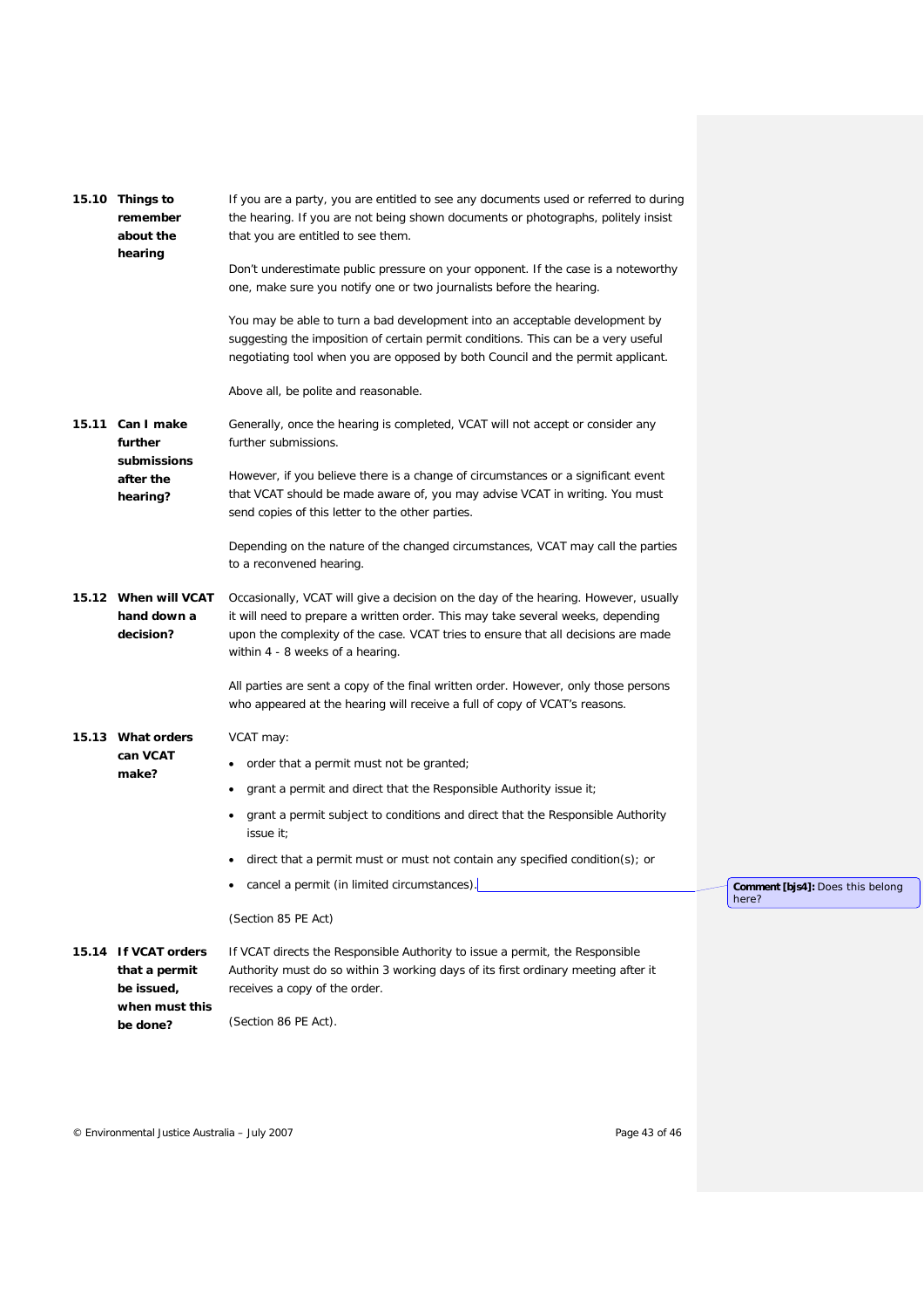### 15.10 Things to remember about the hearing

If you are a party, you are entitled to see any documents used or referred to during the hearing. If you are not being shown documents or photographs, politely insist that you are entitled to see them.

Don't underestimate public pressure on your opponent. If the case is a noteworthy one, make sure you notify one or two journalists before the hearing.

You may be able to turn a bad development into an acceptable development by suggesting the imposition of certain permit conditions. This can be a very useful negotiating tool when you are opposed by both Council and the permit applicant.

Above all, be polite and reasonable.

### 15.11 Can I make further submissions after the hearing?

Generally, once the hearing is completed, VCAT will not accept or consider any further submissions.

However, if you believe there is a change of circumstances or a significant event that VCAT should be made aware of, you may advise VCAT in writing. You must send copies of this letter to the other parties.

Depending on the nature of the changed circumstances, VCAT may call the parties to a reconvened hearing.

### 15.12 When will VCAT hand down a decision?

Occasionally, VCAT will give a decision on the day of the hearing. However, usually it will need to prepare a written order. This may take several weeks, depending upon the complexity of the case. VCAT tries to ensure that all decisions are made within 4 - 8 weeks of a hearing.

All parties are sent a copy of the final written order. However, only those persons who appeared at the hearing will receive a full of copy of VCAT's reasons.

### 15.13 What orders can VCAT make?

VCAT may:

- order that a permit must not be granted;
- grant a permit and direct that the Responsible Authority issue it;
- grant a permit subject to conditions and direct that the Responsible Authority issue it;
- direct that a permit must or must not contain any specified condition(s); or
- cancel a permit (in limited circumstances).

(Section 85 PE Act)

**Comment [bjs4]:** Does this belong here?

### 15.14 If VCAT orders that a permit be issued, when must this be done?

If VCAT directs the Responsible Authority to issue a permit, the Responsible Authority must do so within 3 working days of its first ordinary meeting after it receives a copy of the order.

(Section 86 PE Act).

© Environmental Justice Australia – July 2007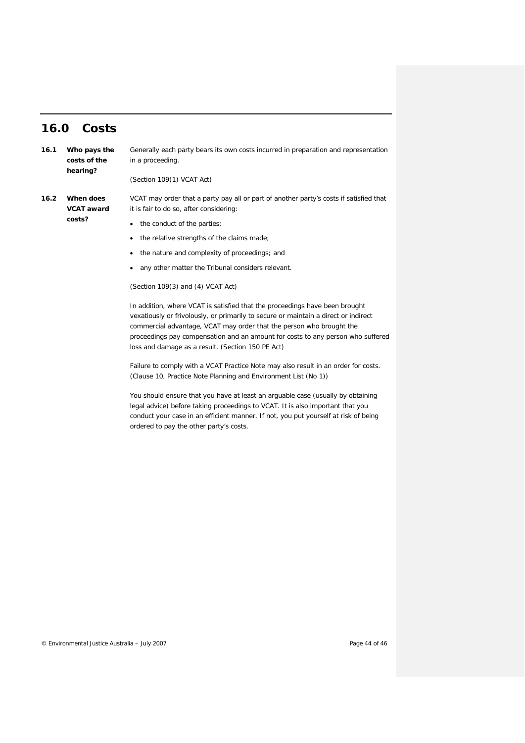## 16.0 Costs

### 16.1 Who pays the costs of the hearing?

Generally each party bears its own costs incurred in preparation and representation in a proceeding.

(Section 109(1) VCAT Act)

### 16.2 When does VCAT award costs?

VCAT may order that a party pay all or part of another party's costs if satisfied that it is fair to do so, after considering:

- the conduct of the parties;
- the relative strengths of the claims made;
- the nature and complexity of proceedings; and
- any other matter the Tribunal considers relevant.

(Section 109(3) and (4) VCAT Act)

In addition, where VCAT is satisfied that the proceedings have been brought vexatiously or frivolously, or primarily to secure or maintain a direct or indirect commercial advantage, VCAT may order that the person who brought the proceedings pay compensation and an amount for costs to any person who suffered loss and damage as a result. (Section 150 PE Act)

Failure to comply with a VCAT Practice Note may also result in an order for costs. (Clause 10, Practice Note Planning and Environment List (No 1))

You should ensure that you have at least an arguable case (usually by obtaining legal advice) before taking proceedings to VCAT. It is also important that you conduct your case in an efficient manner. If not, you put yourself at risk of being ordered to pay the other party's costs.

© Environmental Justice Australia – July 2007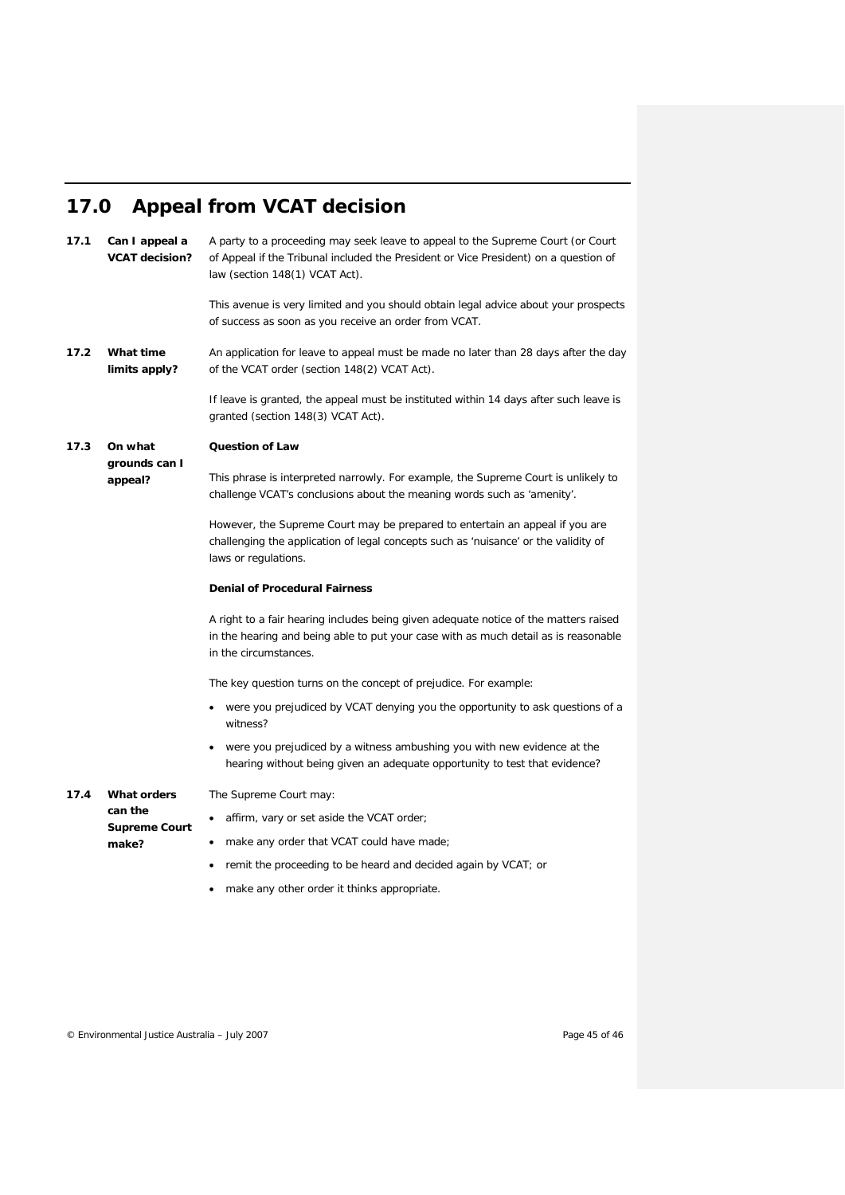## 17.0 Appeal from VCAT decision

**17.1 Can I appeal a VCAT decision?**

A party to a proceeding may seek leave to appeal to the Supreme Court (or Court of Appeal if the Tribunal included the President or Vice President) on a question of law (section 148(1) VCAT Act).

This avenue is very limited and you should obtain legal advice about your prospects of success as soon as you receive an order from VCAT.

**17.2 What time limits apply?**

An application for leave to appeal must be made no later than 28 days after the day of the VCAT order (section 148(2) VCAT Act).

If leave is granted, the appeal must be instituted within 14 days after such leave is granted (section 148(3) VCAT Act).

**17.3 On what grounds can I appeal?**

**Question of Law**

This phrase is interpreted narrowly. For example, the Supreme Court is unlikely to challenge VCAT's conclusions about the meaning words such as 'amenity'.

However, the Supreme Court may be prepared to entertain an appeal if you are challenging the application of legal concepts such as 'nuisance' or the validity of laws or regulations.

**Denial of Procedural Fairness**

A right to a fair hearing includes being given adequate notice of the matters raised in the hearing and being able to put your case with as much detail as is reasonable in the circumstances.

The key question turns on the concept of prejudice. For example:

- were you prejudiced by VCAT denying you the opportunity to ask questions of a witness?
- were you prejudiced by a witness ambushing you with new evidence at the hearing without being given an adequate opportunity to test that evidence?

**17.4 What orders can the Supreme Court make?**

The Supreme Court may:

- affirm, vary or set aside the VCAT order;
- make any order that VCAT could have made;
- remit the proceeding to be heard and decided again by VCAT; or
- make any other order it thinks appropriate.

© Environmental Justice Australia – July 2007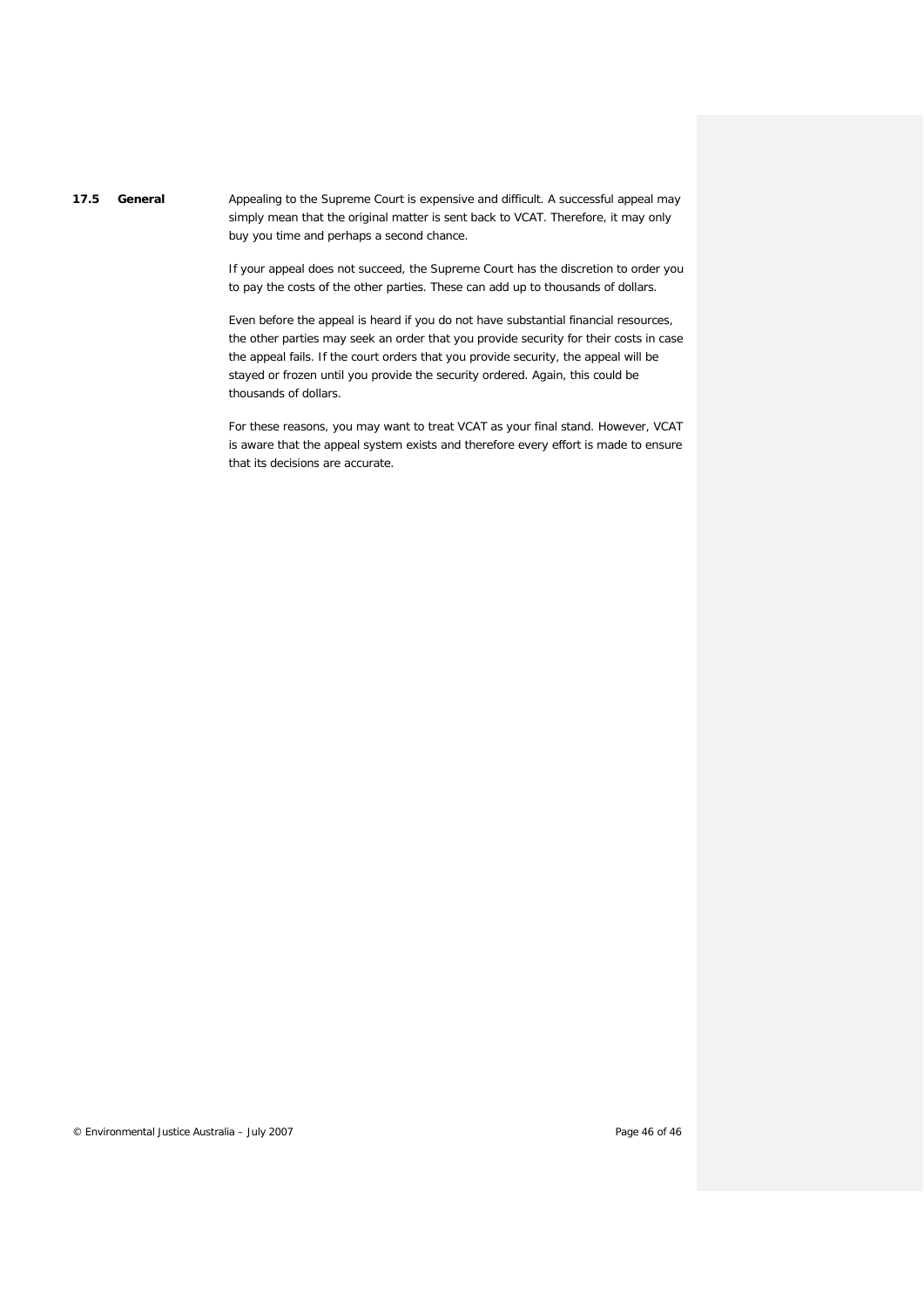### 17.5 General

Appealing to the Supreme Court is expensive and difficult. A successful appeal may simply mean that the original matter is sent back to VCAT. Therefore, it may only buy you time and perhaps a second chance.

If your appeal does not succeed, the Supreme Court has the discretion to order you to pay the costs of the other parties. These can add up to thousands of dollars.

Even before the appeal is heard if you do not have substantial financial resources, the other parties may seek an order that you provide security for their costs in case the appeal fails. If the court orders that you provide security, the appeal will be stayed or frozen until you provide the security ordered. Again, this could be thousands of dollars.

For these reasons, you may want to treat VCAT as your final stand. However, VCAT is aware that the appeal system exists and therefore every effort is made to ensure that its decisions are accurate.